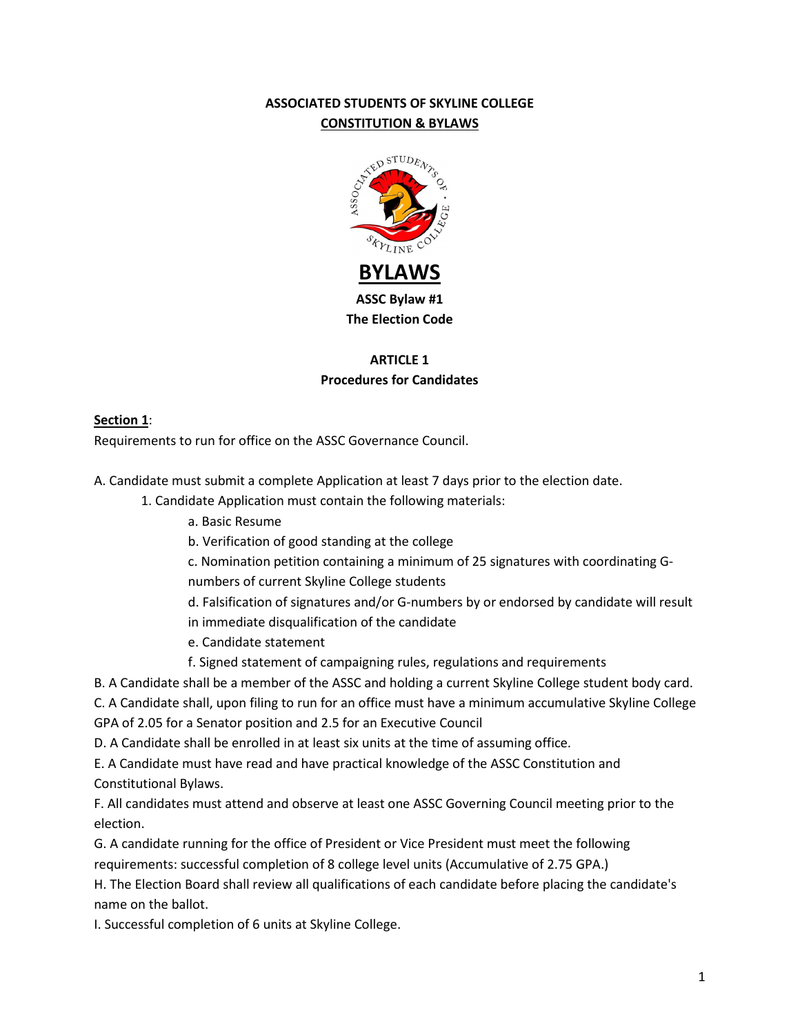**ASSOCIATED STUDENTS OF SKYLINE COLLEGE**
**CONSTITUTION & BYLAWS**

# BYLAWS

**ASSC Bylaw #1**
**The Election Code**

## ARTICLE 1
## Procedures for Candidates

**Section 1**:
Requirements to run for office on the ASSC Governance Council.

A. Candidate must submit a complete Application at least 7 days prior to the election date.
   1. Candidate Application must contain the following materials:
      a. Basic Resume
      b. Verification of good standing at the college
      c. Nomination petition containing a minimum of 25 signatures with coordinating G-numbers of current Skyline College students
      d. Falsification of signatures and/or G-numbers by or endorsed by candidate will result in immediate disqualification of the candidate
      e. Candidate statement
      f. Signed statement of campaigning rules, regulations and requirements

B. A Candidate shall be a member of the ASSC and holding a current Skyline College student body card.

C. A Candidate shall, upon filing to run for an office must have a minimum accumulative Skyline College GPA of 2.05 for a Senator position and 2.5 for an Executive Council

D. A Candidate shall be enrolled in at least six units at the time of assuming office.

E. A Candidate must have read and have practical knowledge of the ASSC Constitution and Constitutional Bylaws.

F. All candidates must attend and observe at least one ASSC Governing Council meeting prior to the election.

G. A candidate running for the office of President or Vice President must meet the following requirements: successful completion of 8 college level units (Accumulative of 2.75 GPA.)

H. The Election Board shall review all qualifications of each candidate before placing the candidate's name on the ballot.

I. Successful completion of 6 units at Skyline College.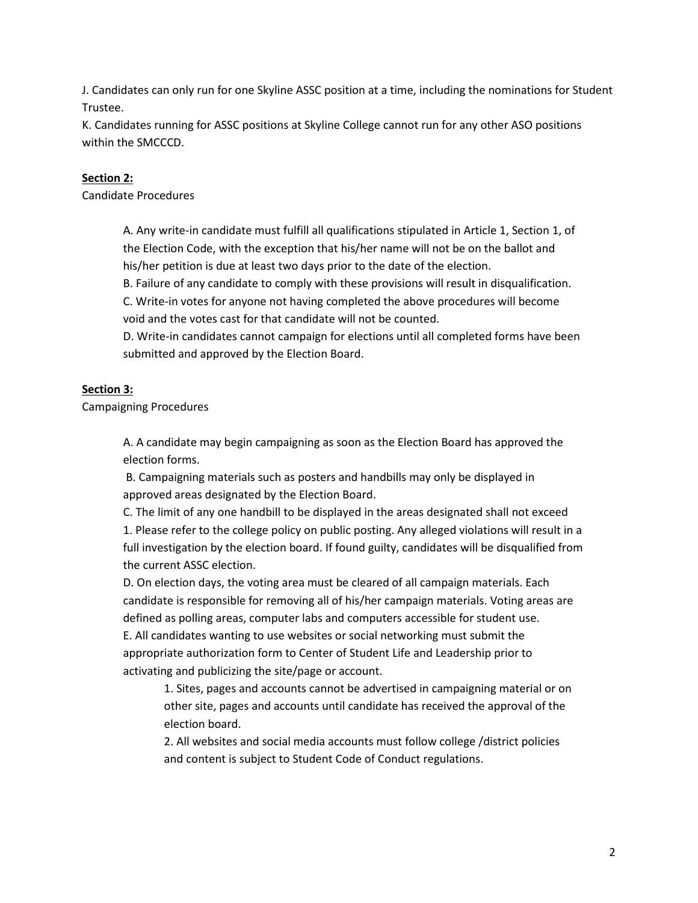J. Candidates can only run for one Skyline ASSC position at a time, including the nominations for Student Trustee.

K. Candidates running for ASSC positions at Skyline College cannot run for any other ASO positions within the SMCCCD.

**Section 2:**

Candidate Procedures

A. Any write-in candidate must fulfill all qualifications stipulated in Article 1, Section 1, of the Election Code, with the exception that his/her name will not be on the ballot and his/her petition is due at least two days prior to the date of the election.

B. Failure of any candidate to comply with these provisions will result in disqualification.

C. Write-in votes for anyone not having completed the above procedures will become void and the votes cast for that candidate will not be counted.

D. Write-in candidates cannot campaign for elections until all completed forms have been submitted and approved by the Election Board.

**Section 3:**

Campaigning Procedures

A. A candidate may begin campaigning as soon as the Election Board has approved the election forms.

B. Campaigning materials such as posters and handbills may only be displayed in approved areas designated by the Election Board.

C. The limit of any one handbill to be displayed in the areas designated shall not exceed 1. Please refer to the college policy on public posting. Any alleged violations will result in a full investigation by the election board. If found guilty, candidates will be disqualified from the current ASSC election.

D. On election days, the voting area must be cleared of all campaign materials. Each candidate is responsible for removing all of his/her campaign materials. Voting areas are defined as polling areas, computer labs and computers accessible for student use.

E. All candidates wanting to use websites or social networking must submit the appropriate authorization form to Center of Student Life and Leadership prior to activating and publicizing the site/page or account.

1. Sites, pages and accounts cannot be advertised in campaigning material or on other site, pages and accounts until candidate has received the approval of the election board.
2. All websites and social media accounts must follow college /district policies and content is subject to Student Code of Conduct regulations.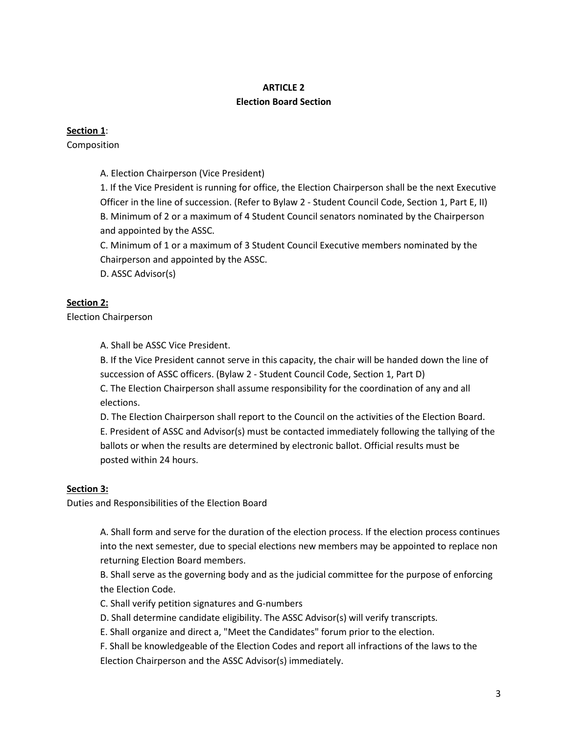# ARTICLE 2
## Election Board Section

**Section 1**:
Composition

A. Election Chairperson (Vice President)

1. If the Vice President is running for office, the Election Chairperson shall be the next Executive Officer in the line of succession. (Refer to Bylaw 2 - Student Council Code, Section 1, Part E, II)

B. Minimum of 2 or a maximum of 4 Student Council senators nominated by the Chairperson and appointed by the ASSC.

C. Minimum of 1 or a maximum of 3 Student Council Executive members nominated by the Chairperson and appointed by the ASSC.

D. ASSC Advisor(s)

**Section 2:**
Election Chairperson

A. Shall be ASSC Vice President.

B. If the Vice President cannot serve in this capacity, the chair will be handed down the line of succession of ASSC officers. (Bylaw 2 - Student Council Code, Section 1, Part D)

C. The Election Chairperson shall assume responsibility for the coordination of any and all elections.

D. The Election Chairperson shall report to the Council on the activities of the Election Board.

E. President of ASSC and Advisor(s) must be contacted immediately following the tallying of the ballots or when the results are determined by electronic ballot. Official results must be posted within 24 hours.

**Section 3:**
Duties and Responsibilities of the Election Board

A. Shall form and serve for the duration of the election process. If the election process continues into the next semester, due to special elections new members may be appointed to replace non returning Election Board members.

B. Shall serve as the governing body and as the judicial committee for the purpose of enforcing the Election Code.

C. Shall verify petition signatures and G-numbers

D. Shall determine candidate eligibility. The ASSC Advisor(s) will verify transcripts.

E. Shall organize and direct a, "Meet the Candidates" forum prior to the election.

F. Shall be knowledgeable of the Election Codes and report all infractions of the laws to the Election Chairperson and the ASSC Advisor(s) immediately.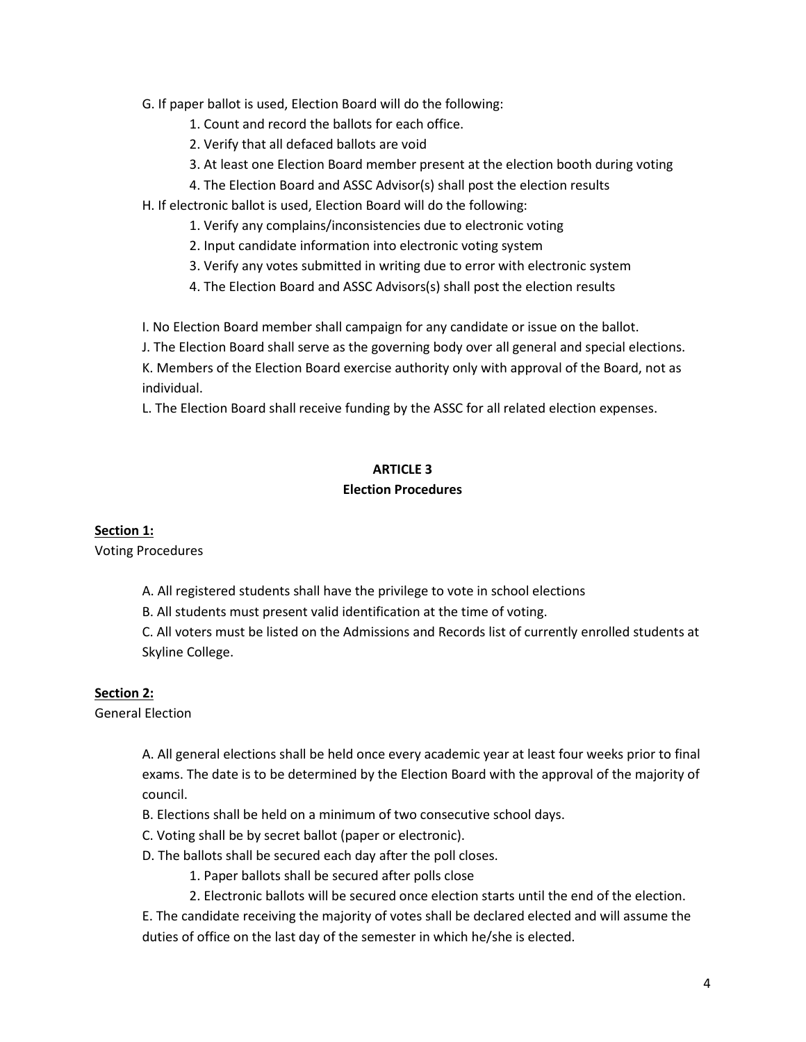G. If paper ballot is used, Election Board will do the following:

1. Count and record the ballots for each office.
2. Verify that all defaced ballots are void
3. At least one Election Board member present at the election booth during voting
4. The Election Board and ASSC Advisor(s) shall post the election results

H. If electronic ballot is used, Election Board will do the following:

1. Verify any complains/inconsistencies due to electronic voting
2. Input candidate information into electronic voting system
3. Verify any votes submitted in writing due to error with electronic system
4. The Election Board and ASSC Advisors(s) shall post the election results

I. No Election Board member shall campaign for any candidate or issue on the ballot.

J. The Election Board shall serve as the governing body over all general and special elections.

K. Members of the Election Board exercise authority only with approval of the Board, not as individual.

L. The Election Board shall receive funding by the ASSC for all related election expenses.

## ARTICLE 3
## Election Procedures

**Section 1:**

Voting Procedures

A. All registered students shall have the privilege to vote in school elections

B. All students must present valid identification at the time of voting.

C. All voters must be listed on the Admissions and Records list of currently enrolled students at Skyline College.

**Section 2:**

General Election

A. All general elections shall be held once every academic year at least four weeks prior to final exams. The date is to be determined by the Election Board with the approval of the majority of council.

B. Elections shall be held on a minimum of two consecutive school days.

C. Voting shall be by secret ballot (paper or electronic).

D. The ballots shall be secured each day after the poll closes.

1. Paper ballots shall be secured after polls close
2. Electronic ballots will be secured once election starts until the end of the election.

E. The candidate receiving the majority of votes shall be declared elected and will assume the duties of office on the last day of the semester in which he/she is elected.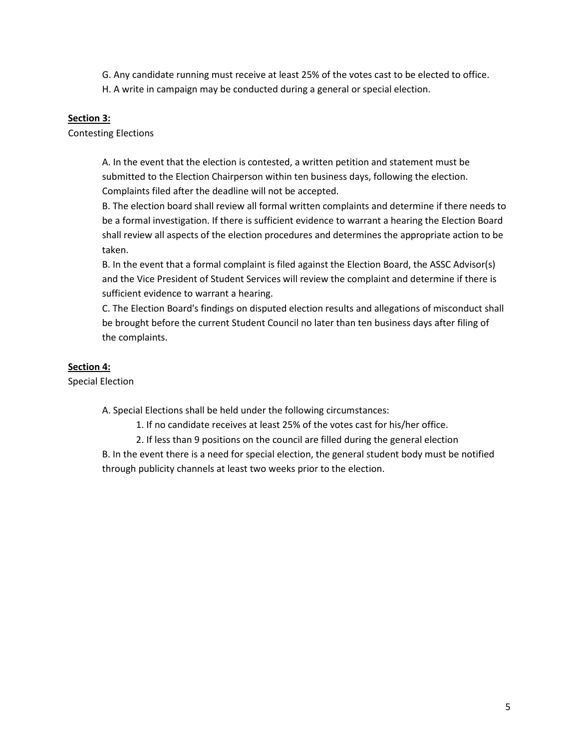G. Any candidate running must receive at least 25% of the votes cast to be elected to office.

H. A write in campaign may be conducted during a general or special election.

**Section 3:**

Contesting Elections

A. In the event that the election is contested, a written petition and statement must be submitted to the Election Chairperson within ten business days, following the election. Complaints filed after the deadline will not be accepted.

B. The election board shall review all formal written complaints and determine if there needs to be a formal investigation. If there is sufficient evidence to warrant a hearing the Election Board shall review all aspects of the election procedures and determines the appropriate action to be taken.

B. In the event that a formal complaint is filed against the Election Board, the ASSC Advisor(s) and the Vice President of Student Services will review the complaint and determine if there is sufficient evidence to warrant a hearing.

C. The Election Board's findings on disputed election results and allegations of misconduct shall be brought before the current Student Council no later than ten business days after filing of the complaints.

**Section 4:**

Special Election

A. Special Elections shall be held under the following circumstances:

1. If no candidate receives at least 25% of the votes cast for his/her office.
2. If less than 9 positions on the council are filled during the general election

B. In the event there is a need for special election, the general student body must be notified through publicity channels at least two weeks prior to the election.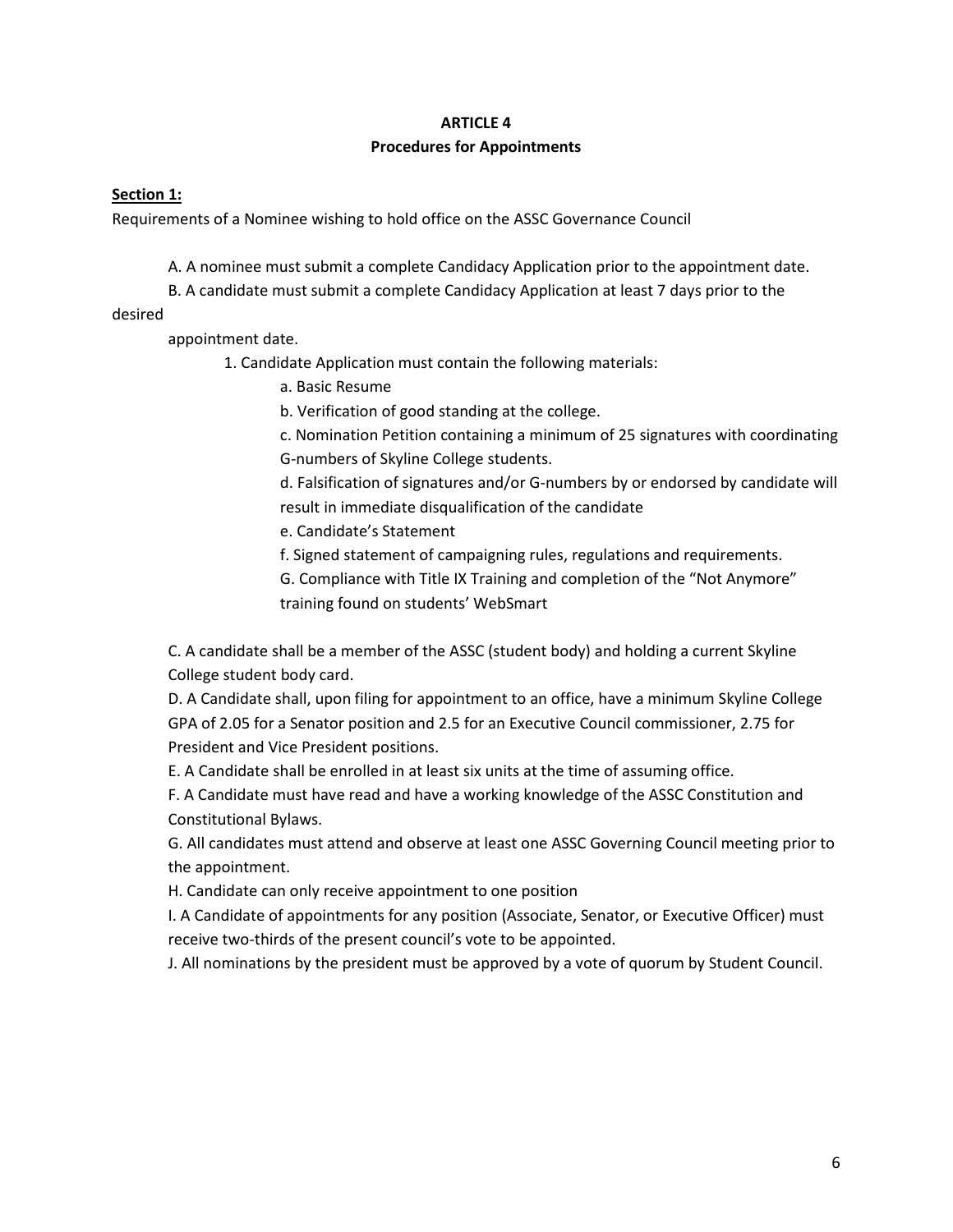# ARTICLE 4
## Procedures for Appointments

**Section 1:**

Requirements of a Nominee wishing to hold office on the ASSC Governance Council

A. A nominee must submit a complete Candidacy Application prior to the appointment date.

B. A candidate must submit a complete Candidacy Application at least 7 days prior to the desired appointment date.

1. Candidate Application must contain the following materials:
    - a. Basic Resume
    - b. Verification of good standing at the college.
    - c. Nomination Petition containing a minimum of 25 signatures with coordinating G-numbers of Skyline College students.
    - d. Falsification of signatures and/or G-numbers by or endorsed by candidate will result in immediate disqualification of the candidate
    - e. Candidate's Statement
    - f. Signed statement of campaigning rules, regulations and requirements.
    - G. Compliance with Title IX Training and completion of the "Not Anymore" training found on students' WebSmart

C. A candidate shall be a member of the ASSC (student body) and holding a current Skyline College student body card.

D. A Candidate shall, upon filing for appointment to an office, have a minimum Skyline College GPA of 2.05 for a Senator position and 2.5 for an Executive Council commissioner, 2.75 for President and Vice President positions.

E. A Candidate shall be enrolled in at least six units at the time of assuming office.

F. A Candidate must have read and have a working knowledge of the ASSC Constitution and Constitutional Bylaws.

G. All candidates must attend and observe at least one ASSC Governing Council meeting prior to the appointment.

H. Candidate can only receive appointment to one position

I. A Candidate of appointments for any position (Associate, Senator, or Executive Officer) must receive two-thirds of the present council's vote to be appointed.

J. All nominations by the president must be approved by a vote of quorum by Student Council.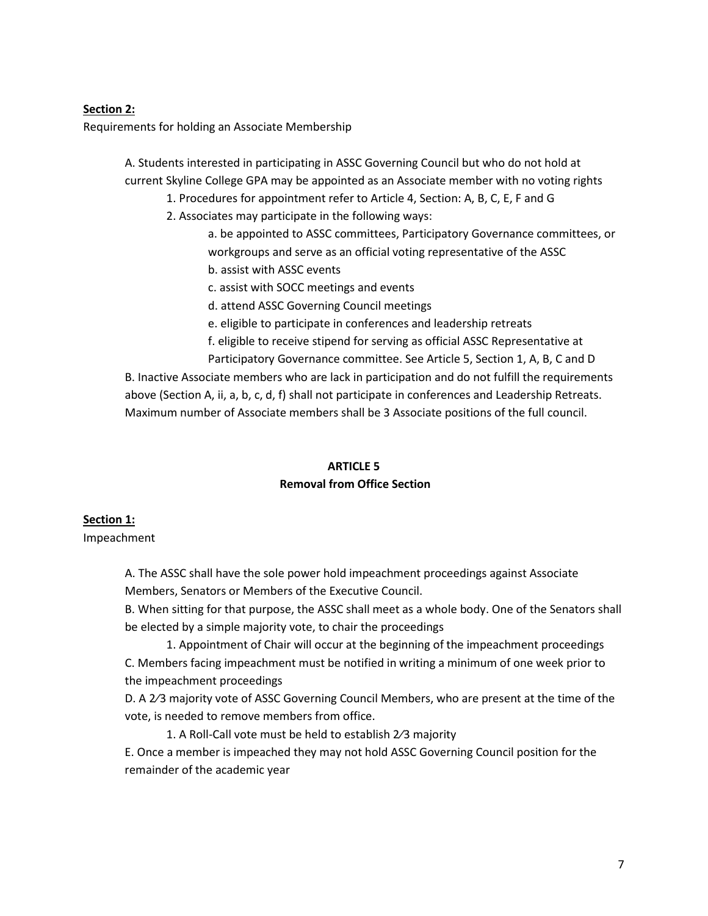**Section 2:**

Requirements for holding an Associate Membership

A. Students interested in participating in ASSC Governing Council but who do not hold at current Skyline College GPA may be appointed as an Associate member with no voting rights

1. Procedures for appointment refer to Article 4, Section: A, B, C, E, F and G
2. Associates may participate in the following ways:

    a. be appointed to ASSC committees, Participatory Governance committees, or workgroups and serve as an official voting representative of the ASSC

    b. assist with ASSC events

    c. assist with SOCC meetings and events

    d. attend ASSC Governing Council meetings

    e. eligible to participate in conferences and leadership retreats

    f. eligible to receive stipend for serving as official ASSC Representative at Participatory Governance committee. See Article 5, Section 1, A, B, C and D

B. Inactive Associate members who are lack in participation and do not fulfill the requirements above (Section A, ii, a, b, c, d, f) shall not participate in conferences and Leadership Retreats. Maximum number of Associate members shall be 3 Associate positions of the full council.

## ARTICLE 5
## Removal from Office Section

**Section 1:**

Impeachment

A. The ASSC shall have the sole power hold impeachment proceedings against Associate Members, Senators or Members of the Executive Council.

B. When sitting for that purpose, the ASSC shall meet as a whole body. One of the Senators shall be elected by a simple majority vote, to chair the proceedings

1. Appointment of Chair will occur at the beginning of the impeachment proceedings

C. Members facing impeachment must be notified in writing a minimum of one week prior to the impeachment proceedings

D. A 2⁄3 majority vote of ASSC Governing Council Members, who are present at the time of the vote, is needed to remove members from office.

1. A Roll-Call vote must be held to establish 2⁄3 majority

E. Once a member is impeached they may not hold ASSC Governing Council position for the remainder of the academic year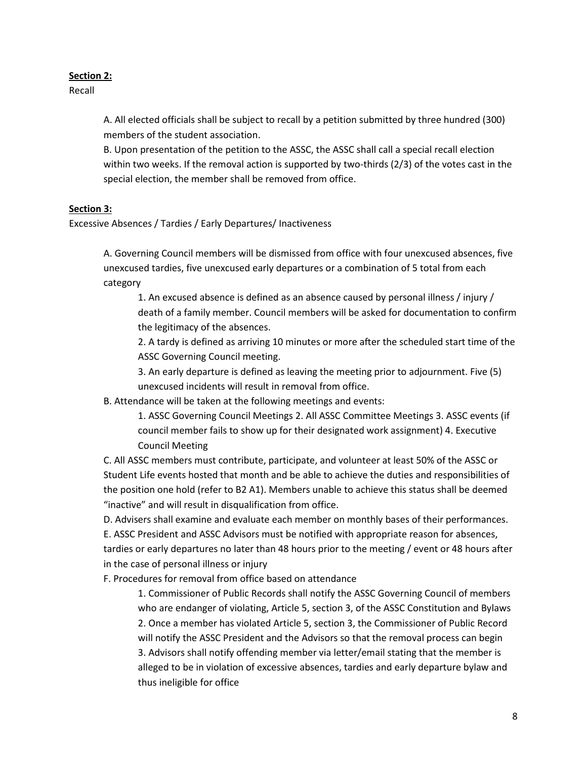**Section 2:**

Recall

A. All elected officials shall be subject to recall by a petition submitted by three hundred (300) members of the student association.

B. Upon presentation of the petition to the ASSC, the ASSC shall call a special recall election within two weeks. If the removal action is supported by two-thirds (2/3) of the votes cast in the special election, the member shall be removed from office.

**Section 3:**

Excessive Absences / Tardies / Early Departures/ Inactiveness

A. Governing Council members will be dismissed from office with four unexcused absences, five unexcused tardies, five unexcused early departures or a combination of 5 total from each category

1. An excused absence is defined as an absence caused by personal illness / injury / death of a family member. Council members will be asked for documentation to confirm the legitimacy of the absences.
2. A tardy is defined as arriving 10 minutes or more after the scheduled start time of the ASSC Governing Council meeting.
3. An early departure is defined as leaving the meeting prior to adjournment. Five (5) unexcused incidents will result in removal from office.

B. Attendance will be taken at the following meetings and events:

1. ASSC Governing Council Meetings 2. All ASSC Committee Meetings 3. ASSC events (if council member fails to show up for their designated work assignment) 4. Executive Council Meeting

C. All ASSC members must contribute, participate, and volunteer at least 50% of the ASSC or Student Life events hosted that month and be able to achieve the duties and responsibilities of the position one hold (refer to B2 A1). Members unable to achieve this status shall be deemed "inactive" and will result in disqualification from office.

D. Advisers shall examine and evaluate each member on monthly bases of their performances.

E. ASSC President and ASSC Advisors must be notified with appropriate reason for absences, tardies or early departures no later than 48 hours prior to the meeting / event or 48 hours after in the case of personal illness or injury

F. Procedures for removal from office based on attendance

1. Commissioner of Public Records shall notify the ASSC Governing Council of members who are endanger of violating, Article 5, section 3, of the ASSC Constitution and Bylaws
2. Once a member has violated Article 5, section 3, the Commissioner of Public Record will notify the ASSC President and the Advisors so that the removal process can begin
3. Advisors shall notify offending member via letter/email stating that the member is alleged to be in violation of excessive absences, tardies and early departure bylaw and thus ineligible for office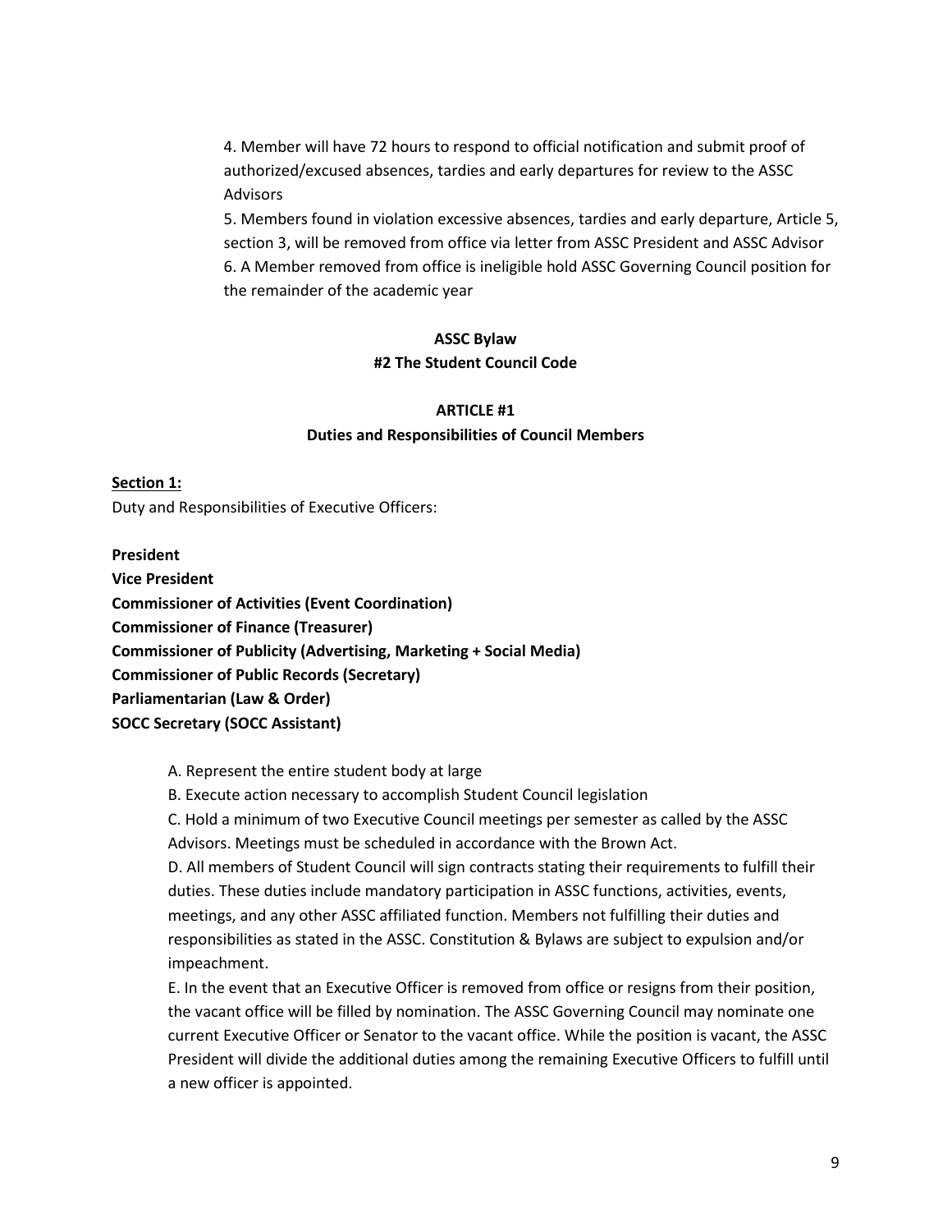4. Member will have 72 hours to respond to official notification and submit proof of authorized/excused absences, tardies and early departures for review to the ASSC Advisors

5. Members found in violation excessive absences, tardies and early departure, Article 5, section 3, will be removed from office via letter from ASSC President and ASSC Advisor

6. A Member removed from office is ineligible hold ASSC Governing Council position for the remainder of the academic year

## ASSC Bylaw
## #2 The Student Council Code

### ARTICLE #1
### Duties and Responsibilities of Council Members

**Section 1:**

Duty and Responsibilities of Executive Officers:

**President**
**Vice President**
**Commissioner of Activities (Event Coordination)**
**Commissioner of Finance (Treasurer)**
**Commissioner of Publicity (Advertising, Marketing + Social Media)**
**Commissioner of Public Records (Secretary)**
**Parliamentarian (Law & Order)**
**SOCC Secretary (SOCC Assistant)**

A. Represent the entire student body at large

B. Execute action necessary to accomplish Student Council legislation

C. Hold a minimum of two Executive Council meetings per semester as called by the ASSC Advisors. Meetings must be scheduled in accordance with the Brown Act.

D. All members of Student Council will sign contracts stating their requirements to fulfill their duties. These duties include mandatory participation in ASSC functions, activities, events, meetings, and any other ASSC affiliated function. Members not fulfilling their duties and responsibilities as stated in the ASSC. Constitution & Bylaws are subject to expulsion and/or impeachment.

E. In the event that an Executive Officer is removed from office or resigns from their position, the vacant office will be filled by nomination. The ASSC Governing Council may nominate one current Executive Officer or Senator to the vacant office. While the position is vacant, the ASSC President will divide the additional duties among the remaining Executive Officers to fulfill until a new officer is appointed.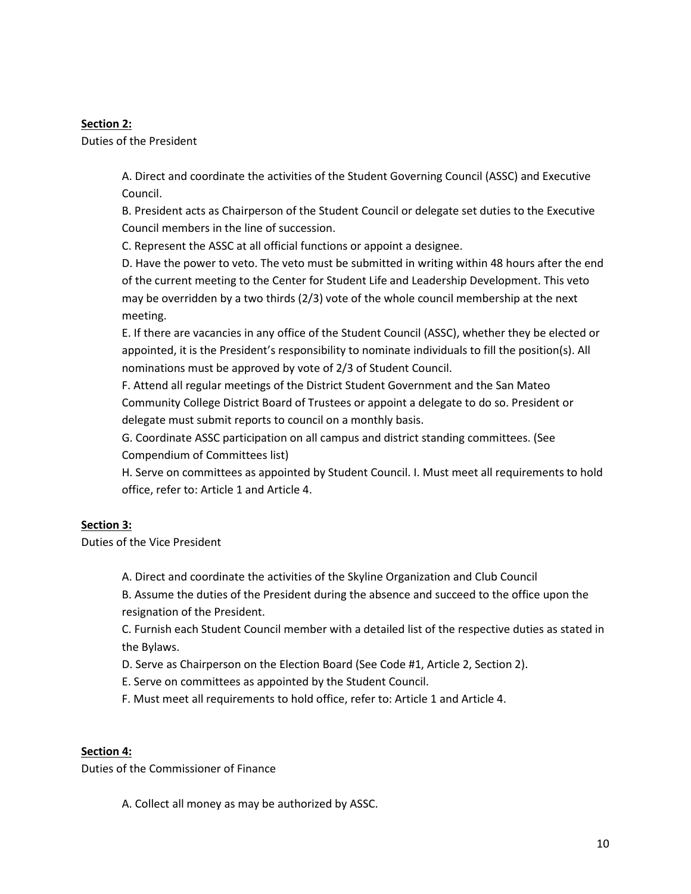**Section 2:**

Duties of the President

A. Direct and coordinate the activities of the Student Governing Council (ASSC) and Executive Council.

B. President acts as Chairperson of the Student Council or delegate set duties to the Executive Council members in the line of succession.

C. Represent the ASSC at all official functions or appoint a designee.

D. Have the power to veto. The veto must be submitted in writing within 48 hours after the end of the current meeting to the Center for Student Life and Leadership Development. This veto may be overridden by a two thirds (2/3) vote of the whole council membership at the next meeting.

E. If there are vacancies in any office of the Student Council (ASSC), whether they be elected or appointed, it is the President's responsibility to nominate individuals to fill the position(s). All nominations must be approved by vote of 2/3 of Student Council.

F. Attend all regular meetings of the District Student Government and the San Mateo Community College District Board of Trustees or appoint a delegate to do so. President or delegate must submit reports to council on a monthly basis.

G. Coordinate ASSC participation on all campus and district standing committees. (See Compendium of Committees list)

H. Serve on committees as appointed by Student Council. I. Must meet all requirements to hold office, refer to: Article 1 and Article 4.

**Section 3:**

Duties of the Vice President

A. Direct and coordinate the activities of the Skyline Organization and Club Council

B. Assume the duties of the President during the absence and succeed to the office upon the resignation of the President.

C. Furnish each Student Council member with a detailed list of the respective duties as stated in the Bylaws.

D. Serve as Chairperson on the Election Board (See Code #1, Article 2, Section 2).

E. Serve on committees as appointed by the Student Council.

F. Must meet all requirements to hold office, refer to: Article 1 and Article 4.

**Section 4:**

Duties of the Commissioner of Finance

A. Collect all money as may be authorized by ASSC.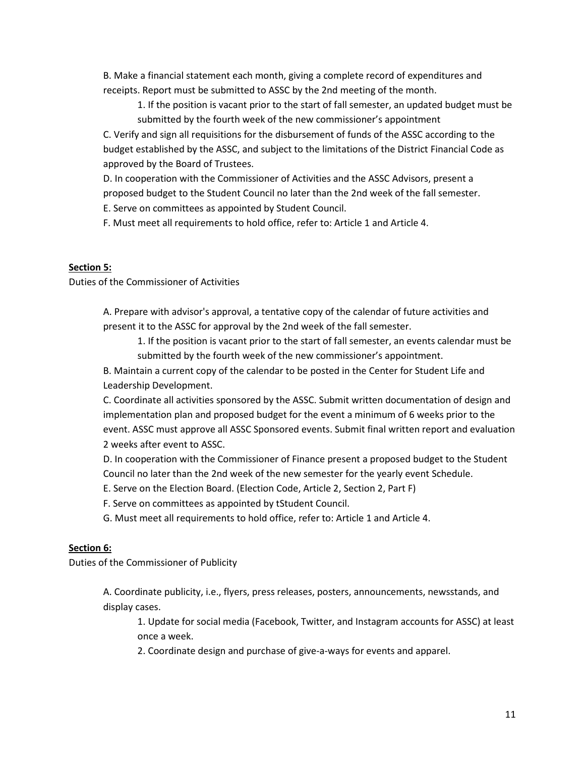B. Make a financial statement each month, giving a complete record of expenditures and receipts. Report must be submitted to ASSC by the 2nd meeting of the month.

1. If the position is vacant prior to the start of fall semester, an updated budget must be submitted by the fourth week of the new commissioner's appointment

C. Verify and sign all requisitions for the disbursement of funds of the ASSC according to the budget established by the ASSC, and subject to the limitations of the District Financial Code as approved by the Board of Trustees.

D. In cooperation with the Commissioner of Activities and the ASSC Advisors, present a proposed budget to the Student Council no later than the 2nd week of the fall semester.

E. Serve on committees as appointed by Student Council.

F. Must meet all requirements to hold office, refer to: Article 1 and Article 4.

**Section 5:**

Duties of the Commissioner of Activities

A. Prepare with advisor's approval, a tentative copy of the calendar of future activities and present it to the ASSC for approval by the 2nd week of the fall semester.

1. If the position is vacant prior to the start of fall semester, an events calendar must be submitted by the fourth week of the new commissioner's appointment.

B. Maintain a current copy of the calendar to be posted in the Center for Student Life and Leadership Development.

C. Coordinate all activities sponsored by the ASSC. Submit written documentation of design and implementation plan and proposed budget for the event a minimum of 6 weeks prior to the event. ASSC must approve all ASSC Sponsored events. Submit final written report and evaluation 2 weeks after event to ASSC.

D. In cooperation with the Commissioner of Finance present a proposed budget to the Student Council no later than the 2nd week of the new semester for the yearly event Schedule.

E. Serve on the Election Board. (Election Code, Article 2, Section 2, Part F)

F. Serve on committees as appointed by tStudent Council.

G. Must meet all requirements to hold office, refer to: Article 1 and Article 4.

**Section 6:**

Duties of the Commissioner of Publicity

A. Coordinate publicity, i.e., flyers, press releases, posters, announcements, newsstands, and display cases.

1. Update for social media (Facebook, Twitter, and Instagram accounts for ASSC) at least once a week.
2. Coordinate design and purchase of give-a-ways for events and apparel.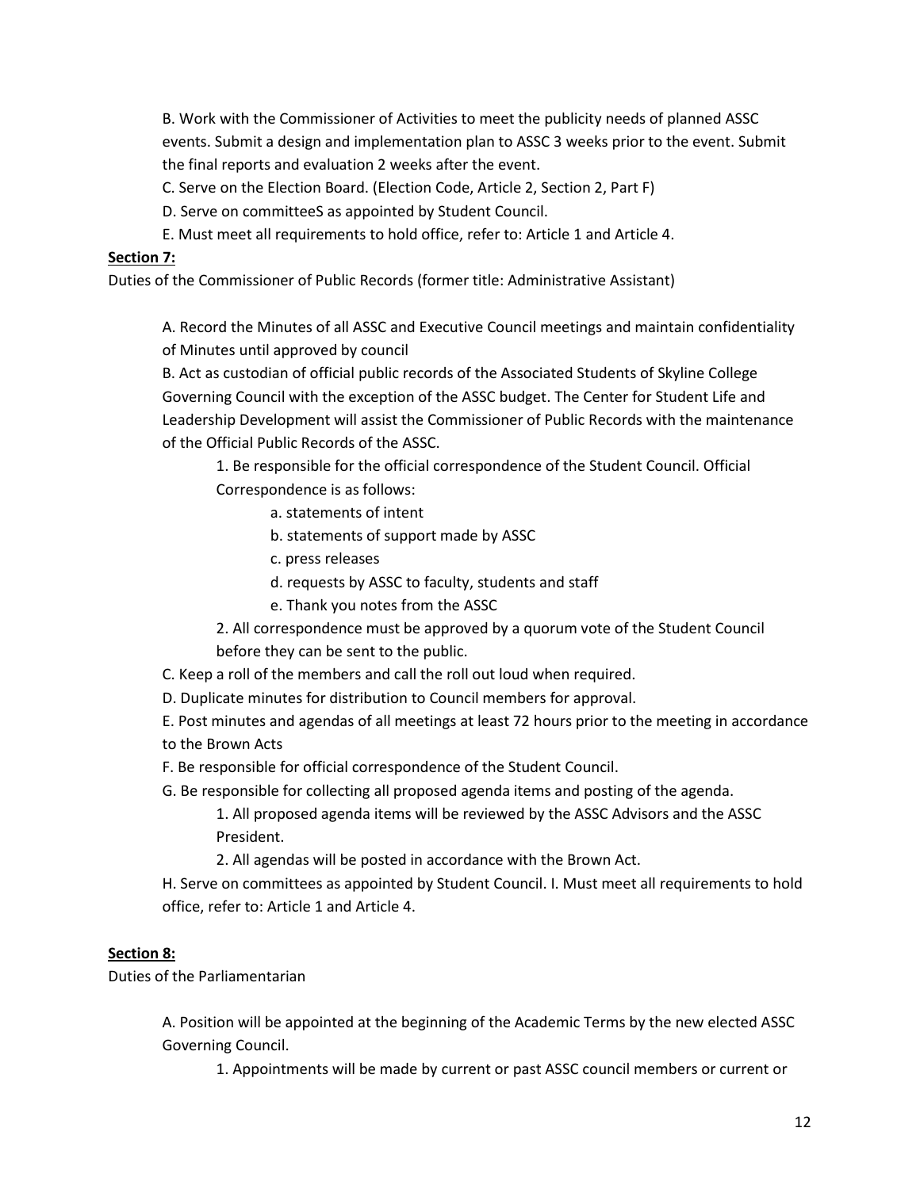B. Work with the Commissioner of Activities to meet the publicity needs of planned ASSC events. Submit a design and implementation plan to ASSC 3 weeks prior to the event. Submit the final reports and evaluation 2 weeks after the event.

C. Serve on the Election Board. (Election Code, Article 2, Section 2, Part F)

D. Serve on committeeS as appointed by Student Council.

E. Must meet all requirements to hold office, refer to: Article 1 and Article 4.

**Section 7:**

Duties of the Commissioner of Public Records (former title: Administrative Assistant)

A. Record the Minutes of all ASSC and Executive Council meetings and maintain confidentiality of Minutes until approved by council

B. Act as custodian of official public records of the Associated Students of Skyline College Governing Council with the exception of the ASSC budget. The Center for Student Life and Leadership Development will assist the Commissioner of Public Records with the maintenance of the Official Public Records of the ASSC.

1. Be responsible for the official correspondence of the Student Council. Official Correspondence is as follows:
    a. statements of intent
    b. statements of support made by ASSC
    c. press releases
    d. requests by ASSC to faculty, students and staff
    e. Thank you notes from the ASSC
2. All correspondence must be approved by a quorum vote of the Student Council before they can be sent to the public.

C. Keep a roll of the members and call the roll out loud when required.

D. Duplicate minutes for distribution to Council members for approval.

E. Post minutes and agendas of all meetings at least 72 hours prior to the meeting in accordance to the Brown Acts

F. Be responsible for official correspondence of the Student Council.

G. Be responsible for collecting all proposed agenda items and posting of the agenda.

1. All proposed agenda items will be reviewed by the ASSC Advisors and the ASSC President.
2. All agendas will be posted in accordance with the Brown Act.

H. Serve on committees as appointed by Student Council. I. Must meet all requirements to hold office, refer to: Article 1 and Article 4.

**Section 8:**

Duties of the Parliamentarian

A. Position will be appointed at the beginning of the Academic Terms by the new elected ASSC Governing Council.

1. Appointments will be made by current or past ASSC council members or current or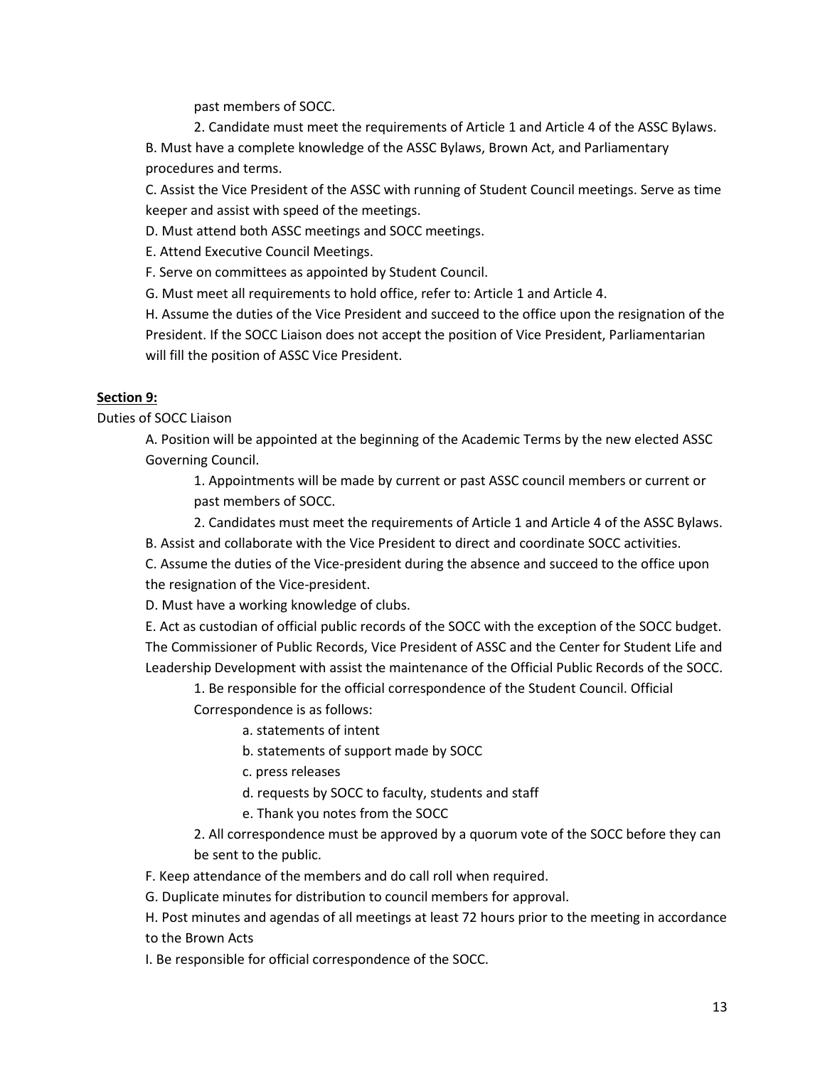past members of SOCC.

2. Candidate must meet the requirements of Article 1 and Article 4 of the ASSC Bylaws.

B. Must have a complete knowledge of the ASSC Bylaws, Brown Act, and Parliamentary procedures and terms.

C. Assist the Vice President of the ASSC with running of Student Council meetings. Serve as time keeper and assist with speed of the meetings.

D. Must attend both ASSC meetings and SOCC meetings.

E. Attend Executive Council Meetings.

F. Serve on committees as appointed by Student Council.

G. Must meet all requirements to hold office, refer to: Article 1 and Article 4.

H. Assume the duties of the Vice President and succeed to the office upon the resignation of the President. If the SOCC Liaison does not accept the position of Vice President, Parliamentarian will fill the position of ASSC Vice President.

**Section 9:**

Duties of SOCC Liaison

A. Position will be appointed at the beginning of the Academic Terms by the new elected ASSC Governing Council.

1. Appointments will be made by current or past ASSC council members or current or past members of SOCC.

2. Candidates must meet the requirements of Article 1 and Article 4 of the ASSC Bylaws.

B. Assist and collaborate with the Vice President to direct and coordinate SOCC activities.

C. Assume the duties of the Vice-president during the absence and succeed to the office upon the resignation of the Vice-president.

D. Must have a working knowledge of clubs.

E. Act as custodian of official public records of the SOCC with the exception of the SOCC budget. The Commissioner of Public Records, Vice President of ASSC and the Center for Student Life and Leadership Development with assist the maintenance of the Official Public Records of the SOCC.

1. Be responsible for the official correspondence of the Student Council. Official Correspondence is as follows:

a. statements of intent

b. statements of support made by SOCC

c. press releases

d. requests by SOCC to faculty, students and staff

e. Thank you notes from the SOCC

2. All correspondence must be approved by a quorum vote of the SOCC before they can be sent to the public.

F. Keep attendance of the members and do call roll when required.

G. Duplicate minutes for distribution to council members for approval.

H. Post minutes and agendas of all meetings at least 72 hours prior to the meeting in accordance to the Brown Acts

I. Be responsible for official correspondence of the SOCC.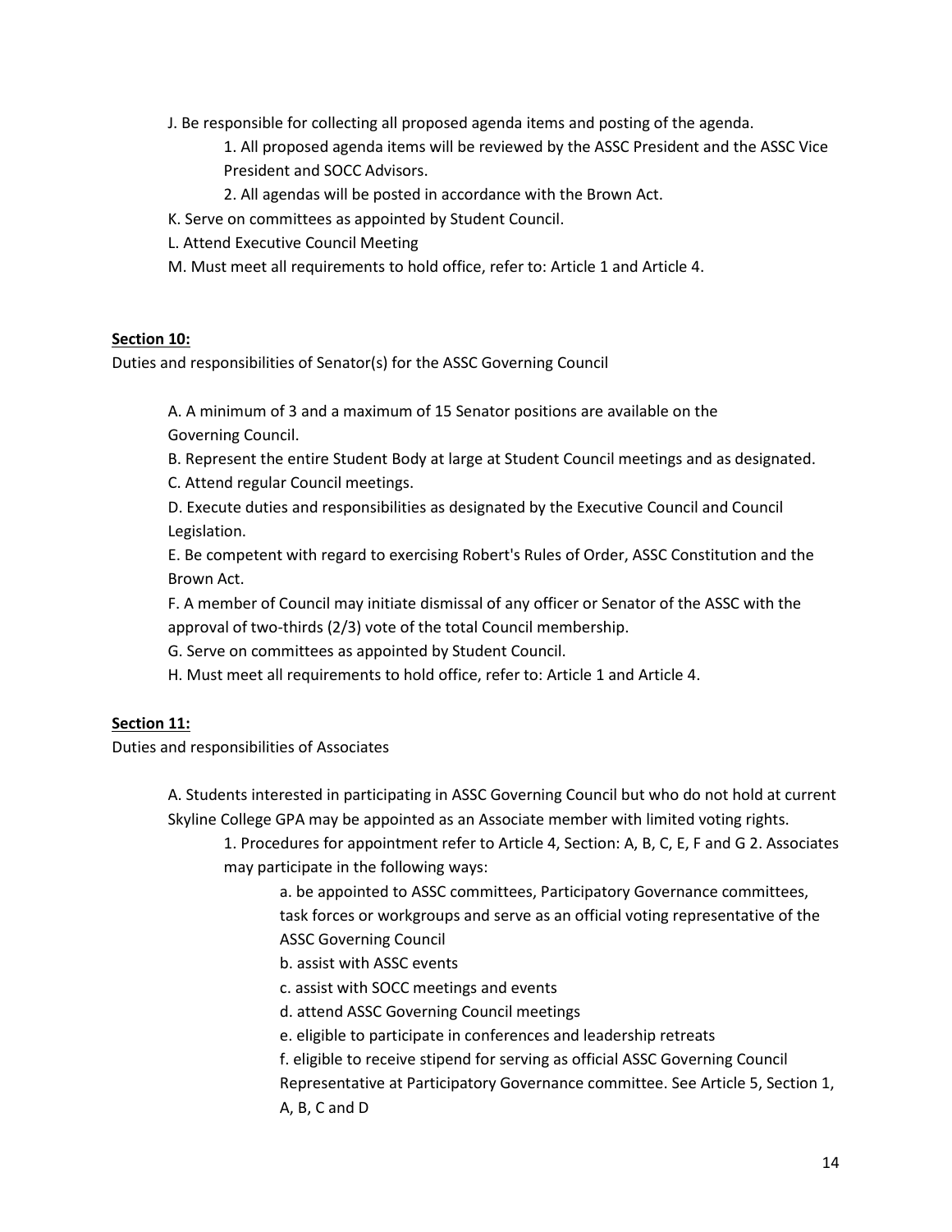J. Be responsible for collecting all proposed agenda items and posting of the agenda.

1. All proposed agenda items will be reviewed by the ASSC President and the ASSC Vice President and SOCC Advisors.
2. All agendas will be posted in accordance with the Brown Act.

K. Serve on committees as appointed by Student Council.

L. Attend Executive Council Meeting

M. Must meet all requirements to hold office, refer to: Article 1 and Article 4.

**Section 10:**

Duties and responsibilities of Senator(s) for the ASSC Governing Council

A. A minimum of 3 and a maximum of 15 Senator positions are available on the Governing Council.

B. Represent the entire Student Body at large at Student Council meetings and as designated.

C. Attend regular Council meetings.

D. Execute duties and responsibilities as designated by the Executive Council and Council Legislation.

E. Be competent with regard to exercising Robert's Rules of Order, ASSC Constitution and the Brown Act.

F. A member of Council may initiate dismissal of any officer or Senator of the ASSC with the approval of two-thirds (2/3) vote of the total Council membership.

G. Serve on committees as appointed by Student Council.

H. Must meet all requirements to hold office, refer to: Article 1 and Article 4.

**Section 11:**

Duties and responsibilities of Associates

A. Students interested in participating in ASSC Governing Council but who do not hold at current Skyline College GPA may be appointed as an Associate member with limited voting rights.

1. Procedures for appointment refer to Article 4, Section: A, B, C, E, F and G 2. Associates may participate in the following ways:
    a. be appointed to ASSC committees, Participatory Governance committees, task forces or workgroups and serve as an official voting representative of the ASSC Governing Council
    b. assist with ASSC events
    c. assist with SOCC meetings and events
    d. attend ASSC Governing Council meetings
    e. eligible to participate in conferences and leadership retreats
    f. eligible to receive stipend for serving as official ASSC Governing Council Representative at Participatory Governance committee. See Article 5, Section 1, A, B, C and D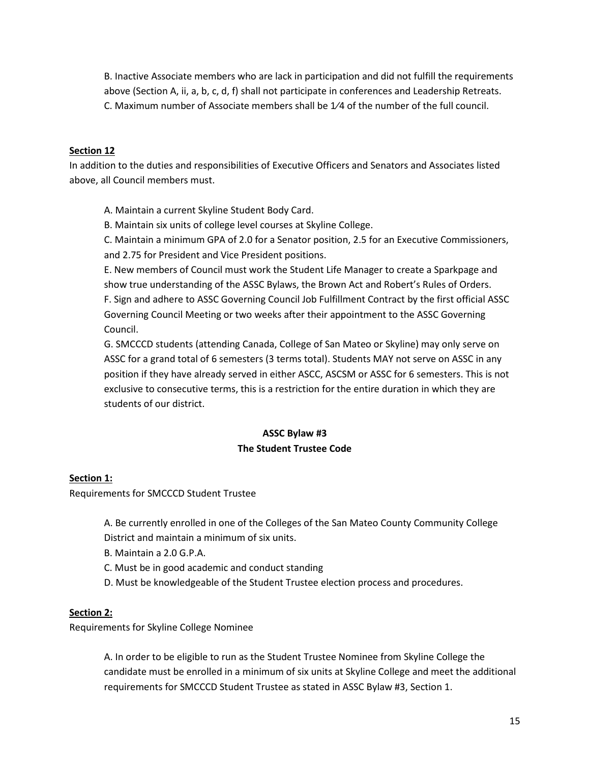B. Inactive Associate members who are lack in participation and did not fulfill the requirements above (Section A, ii, a, b, c, d, f) shall not participate in conferences and Leadership Retreats.
C. Maximum number of Associate members shall be 1⁄4 of the number of the full council.

**Section 12**

In addition to the duties and responsibilities of Executive Officers and Senators and Associates listed above, all Council members must.

A. Maintain a current Skyline Student Body Card.
B. Maintain six units of college level courses at Skyline College.
C. Maintain a minimum GPA of 2.0 for a Senator position, 2.5 for an Executive Commissioners, and 2.75 for President and Vice President positions.
E. New members of Council must work the Student Life Manager to create a Sparkpage and show true understanding of the ASSC Bylaws, the Brown Act and Robert's Rules of Orders.
F. Sign and adhere to ASSC Governing Council Job Fulfillment Contract by the first official ASSC Governing Council Meeting or two weeks after their appointment to the ASSC Governing Council.
G. SMCCCD students (attending Canada, College of San Mateo or Skyline) may only serve on ASSC for a grand total of 6 semesters (3 terms total). Students MAY not serve on ASSC in any position if they have already served in either ASCC, ASCSM or ASSC for 6 semesters. This is not exclusive to consecutive terms, this is a restriction for the entire duration in which they are students of our district.

## ASSC Bylaw #3
## The Student Trustee Code

**Section 1:**

Requirements for SMCCCD Student Trustee

A. Be currently enrolled in one of the Colleges of the San Mateo County Community College District and maintain a minimum of six units.
B. Maintain a 2.0 G.P.A.
C. Must be in good academic and conduct standing
D. Must be knowledgeable of the Student Trustee election process and procedures.

**Section 2:**

Requirements for Skyline College Nominee

A. In order to be eligible to run as the Student Trustee Nominee from Skyline College the candidate must be enrolled in a minimum of six units at Skyline College and meet the additional requirements for SMCCCD Student Trustee as stated in ASSC Bylaw #3, Section 1.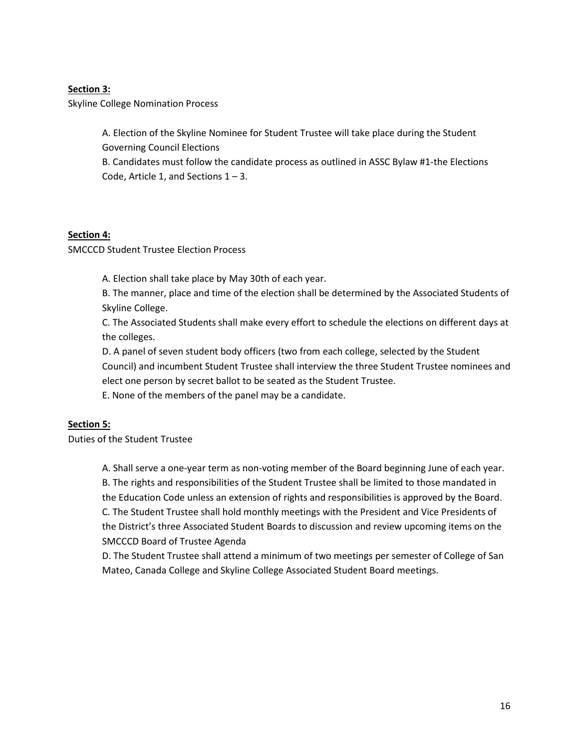**Section 3:**

Skyline College Nomination Process

A. Election of the Skyline Nominee for Student Trustee will take place during the Student Governing Council Elections
B. Candidates must follow the candidate process as outlined in ASSC Bylaw #1-the Elections Code, Article 1, and Sections 1 – 3.

**Section 4:**

SMCCCD Student Trustee Election Process

A. Election shall take place by May 30th of each year.
B. The manner, place and time of the election shall be determined by the Associated Students of Skyline College.
C. The Associated Students shall make every effort to schedule the elections on different days at the colleges.
D. A panel of seven student body officers (two from each college, selected by the Student Council) and incumbent Student Trustee shall interview the three Student Trustee nominees and elect one person by secret ballot to be seated as the Student Trustee.
E. None of the members of the panel may be a candidate.

**Section 5:**

Duties of the Student Trustee

A. Shall serve a one-year term as non-voting member of the Board beginning June of each year.
B. The rights and responsibilities of the Student Trustee shall be limited to those mandated in the Education Code unless an extension of rights and responsibilities is approved by the Board.
C. The Student Trustee shall hold monthly meetings with the President and Vice Presidents of the District's three Associated Student Boards to discussion and review upcoming items on the SMCCCD Board of Trustee Agenda
D. The Student Trustee shall attend a minimum of two meetings per semester of College of San Mateo, Canada College and Skyline College Associated Student Board meetings.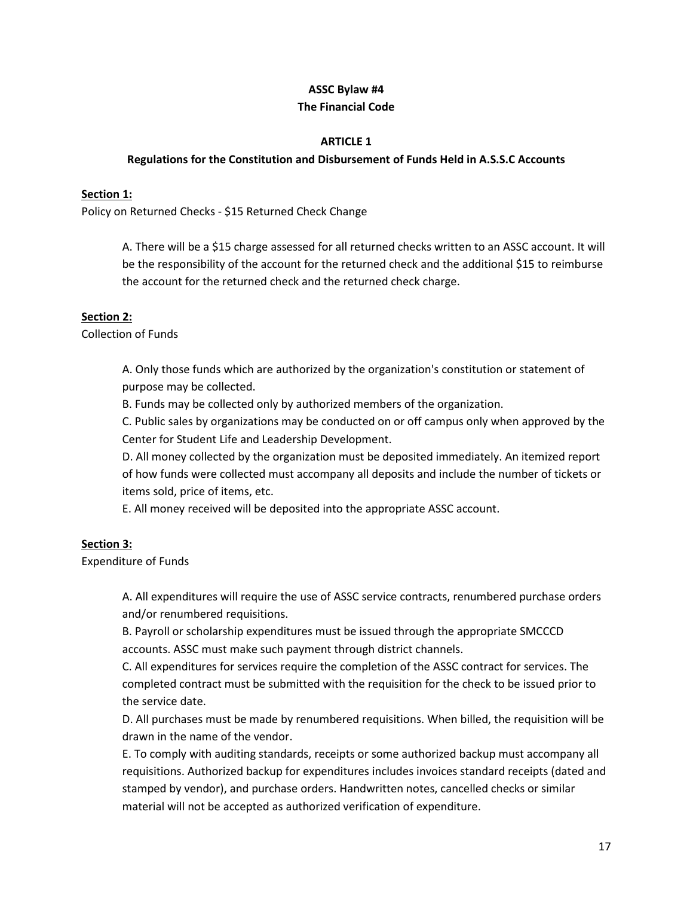**ASSC Bylaw #4**
**The Financial Code**

**ARTICLE 1**
**Regulations for the Constitution and Disbursement of Funds Held in A.S.S.C Accounts**

**Section 1:**
Policy on Returned Checks - $15 Returned Check Change

A. There will be a $15 charge assessed for all returned checks written to an ASSC account. It will be the responsibility of the account for the returned check and the additional $15 to reimburse the account for the returned check and the returned check charge.

**Section 2:**
Collection of Funds

A. Only those funds which are authorized by the organization's constitution or statement of purpose may be collected.
B. Funds may be collected only by authorized members of the organization.
C. Public sales by organizations may be conducted on or off campus only when approved by the Center for Student Life and Leadership Development.
D. All money collected by the organization must be deposited immediately. An itemized report of how funds were collected must accompany all deposits and include the number of tickets or items sold, price of items, etc.
E. All money received will be deposited into the appropriate ASSC account.

**Section 3:**
Expenditure of Funds

A. All expenditures will require the use of ASSC service contracts, renumbered purchase orders and/or renumbered requisitions.
B. Payroll or scholarship expenditures must be issued through the appropriate SMCCCD accounts. ASSC must make such payment through district channels.
C. All expenditures for services require the completion of the ASSC contract for services. The completed contract must be submitted with the requisition for the check to be issued prior to the service date.
D. All purchases must be made by renumbered requisitions. When billed, the requisition will be drawn in the name of the vendor.
E. To comply with auditing standards, receipts or some authorized backup must accompany all requisitions. Authorized backup for expenditures includes invoices standard receipts (dated and stamped by vendor), and purchase orders. Handwritten notes, cancelled checks or similar material will not be accepted as authorized verification of expenditure.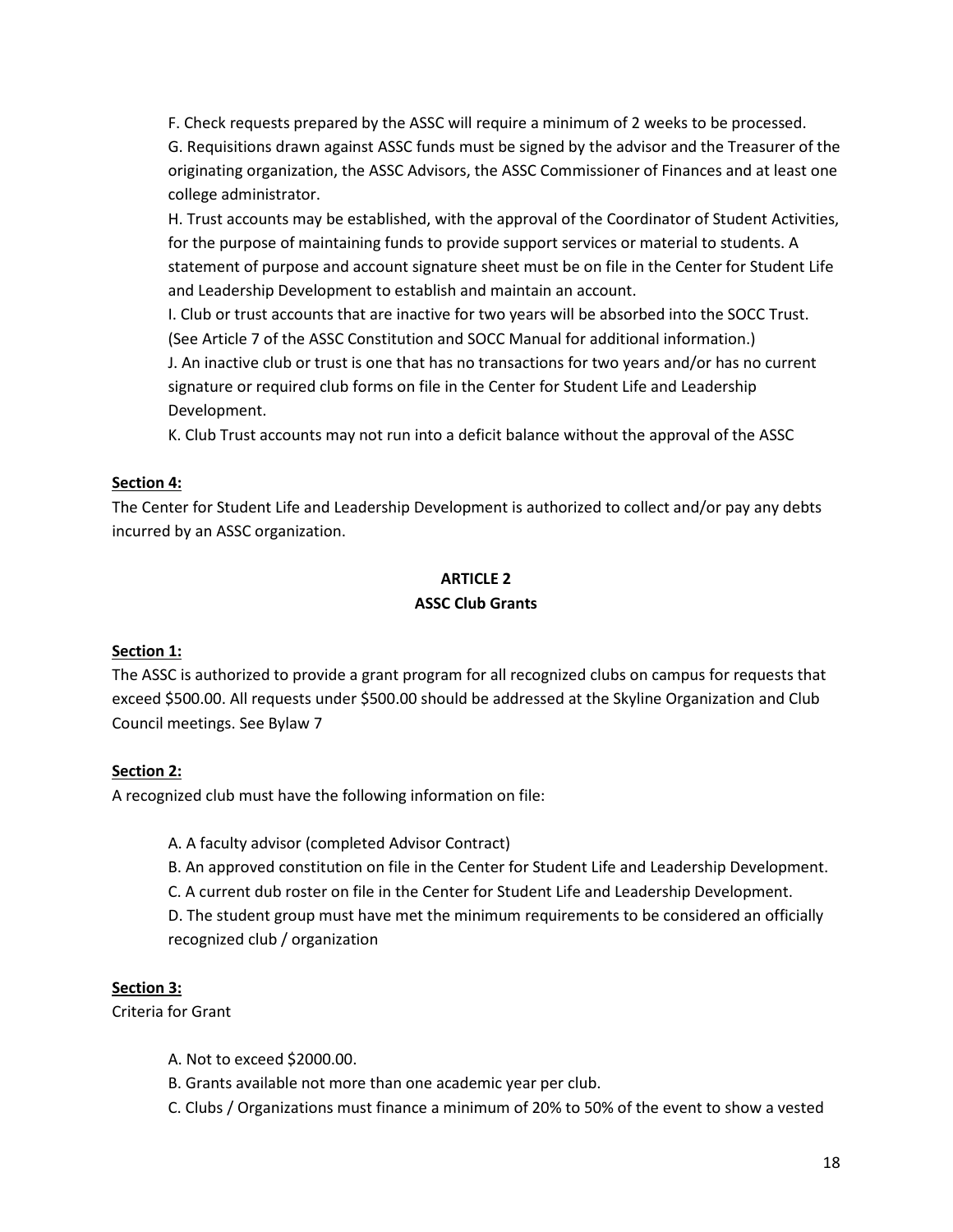F. Check requests prepared by the ASSC will require a minimum of 2 weeks to be processed.

G. Requisitions drawn against ASSC funds must be signed by the advisor and the Treasurer of the originating organization, the ASSC Advisors, the ASSC Commissioner of Finances and at least one college administrator.

H. Trust accounts may be established, with the approval of the Coordinator of Student Activities, for the purpose of maintaining funds to provide support services or material to students. A statement of purpose and account signature sheet must be on file in the Center for Student Life and Leadership Development to establish and maintain an account.

I. Club or trust accounts that are inactive for two years will be absorbed into the SOCC Trust. (See Article 7 of the ASSC Constitution and SOCC Manual for additional information.)

J. An inactive club or trust is one that has no transactions for two years and/or has no current signature or required club forms on file in the Center for Student Life and Leadership Development.

K. Club Trust accounts may not run into a deficit balance without the approval of the ASSC

**Section 4:**

The Center for Student Life and Leadership Development is authorized to collect and/or pay any debts incurred by an ASSC organization.

## ARTICLE 2
## ASSC Club Grants

**Section 1:**

The ASSC is authorized to provide a grant program for all recognized clubs on campus for requests that exceed $500.00. All requests under $500.00 should be addressed at the Skyline Organization and Club Council meetings. See Bylaw 7

**Section 2:**

A recognized club must have the following information on file:

A. A faculty advisor (completed Advisor Contract)

B. An approved constitution on file in the Center for Student Life and Leadership Development.

C. A current dub roster on file in the Center for Student Life and Leadership Development.

D. The student group must have met the minimum requirements to be considered an officially recognized club / organization

**Section 3:**

Criteria for Grant

A. Not to exceed $2000.00.

B. Grants available not more than one academic year per club.

C. Clubs / Organizations must finance a minimum of 20% to 50% of the event to show a vested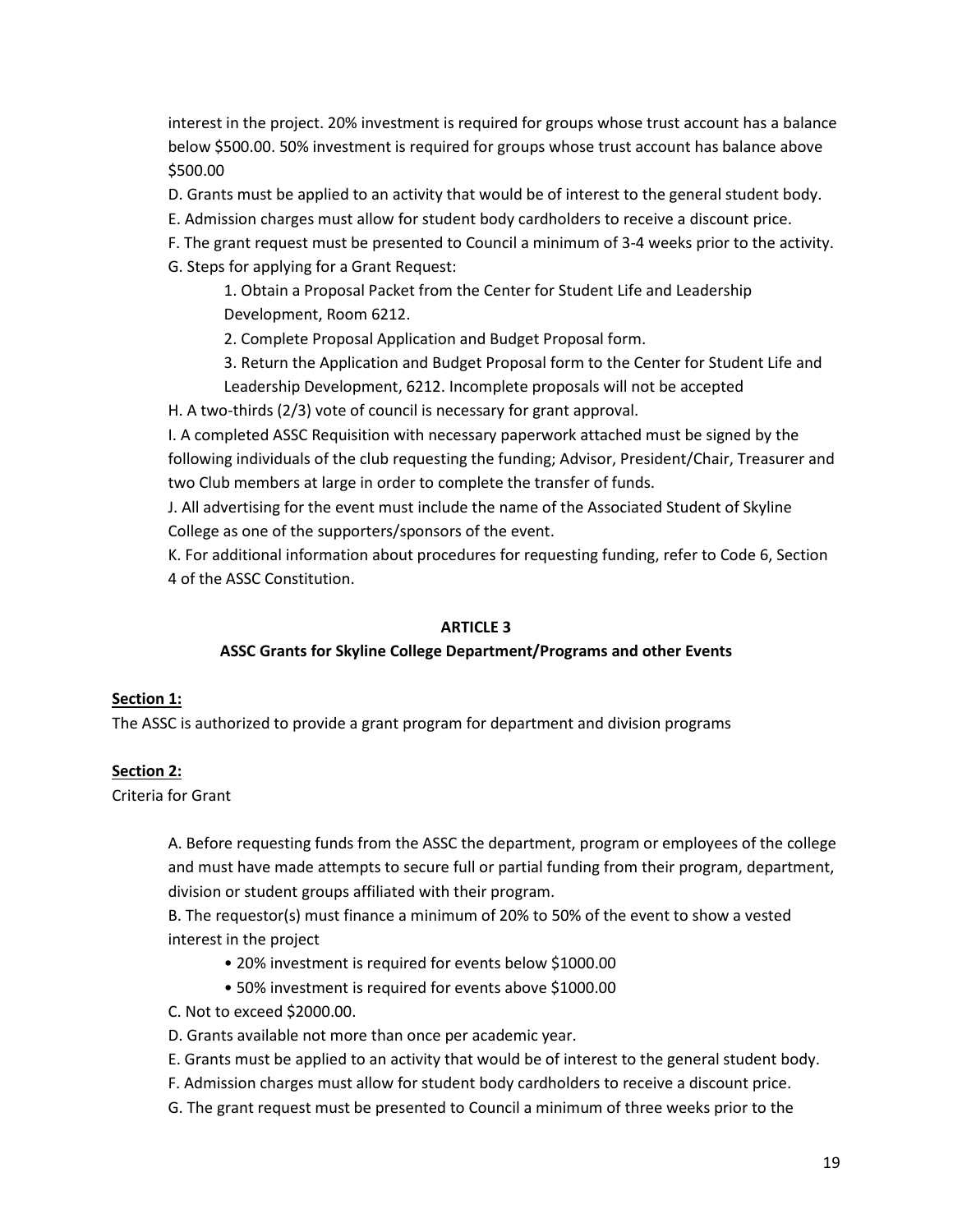interest in the project. 20% investment is required for groups whose trust account has a balance below $500.00. 50% investment is required for groups whose trust account has balance above $500.00

D. Grants must be applied to an activity that would be of interest to the general student body.

E. Admission charges must allow for student body cardholders to receive a discount price.

F. The grant request must be presented to Council a minimum of 3-4 weeks prior to the activity.

G. Steps for applying for a Grant Request:

1. Obtain a Proposal Packet from the Center for Student Life and Leadership Development, Room 6212.
2. Complete Proposal Application and Budget Proposal form.
3. Return the Application and Budget Proposal form to the Center for Student Life and Leadership Development, 6212. Incomplete proposals will not be accepted

H. A two-thirds (2/3) vote of council is necessary for grant approval.

I. A completed ASSC Requisition with necessary paperwork attached must be signed by the following individuals of the club requesting the funding; Advisor, President/Chair, Treasurer and two Club members at large in order to complete the transfer of funds.

J. All advertising for the event must include the name of the Associated Student of Skyline College as one of the supporters/sponsors of the event.

K. For additional information about procedures for requesting funding, refer to Code 6, Section 4 of the ASSC Constitution.

## ARTICLE 3

### ASSC Grants for Skyline College Department/Programs and other Events

**Section 1:**

The ASSC is authorized to provide a grant program for department and division programs

**Section 2:**

Criteria for Grant

A. Before requesting funds from the ASSC the department, program or employees of the college and must have made attempts to secure full or partial funding from their program, department, division or student groups affiliated with their program.

B. The requestor(s) must finance a minimum of 20% to 50% of the event to show a vested interest in the project

- 20% investment is required for events below $1000.00
- 50% investment is required for events above $1000.00

C. Not to exceed $2000.00.

D. Grants available not more than once per academic year.

E. Grants must be applied to an activity that would be of interest to the general student body.

F. Admission charges must allow for student body cardholders to receive a discount price.

G. The grant request must be presented to Council a minimum of three weeks prior to the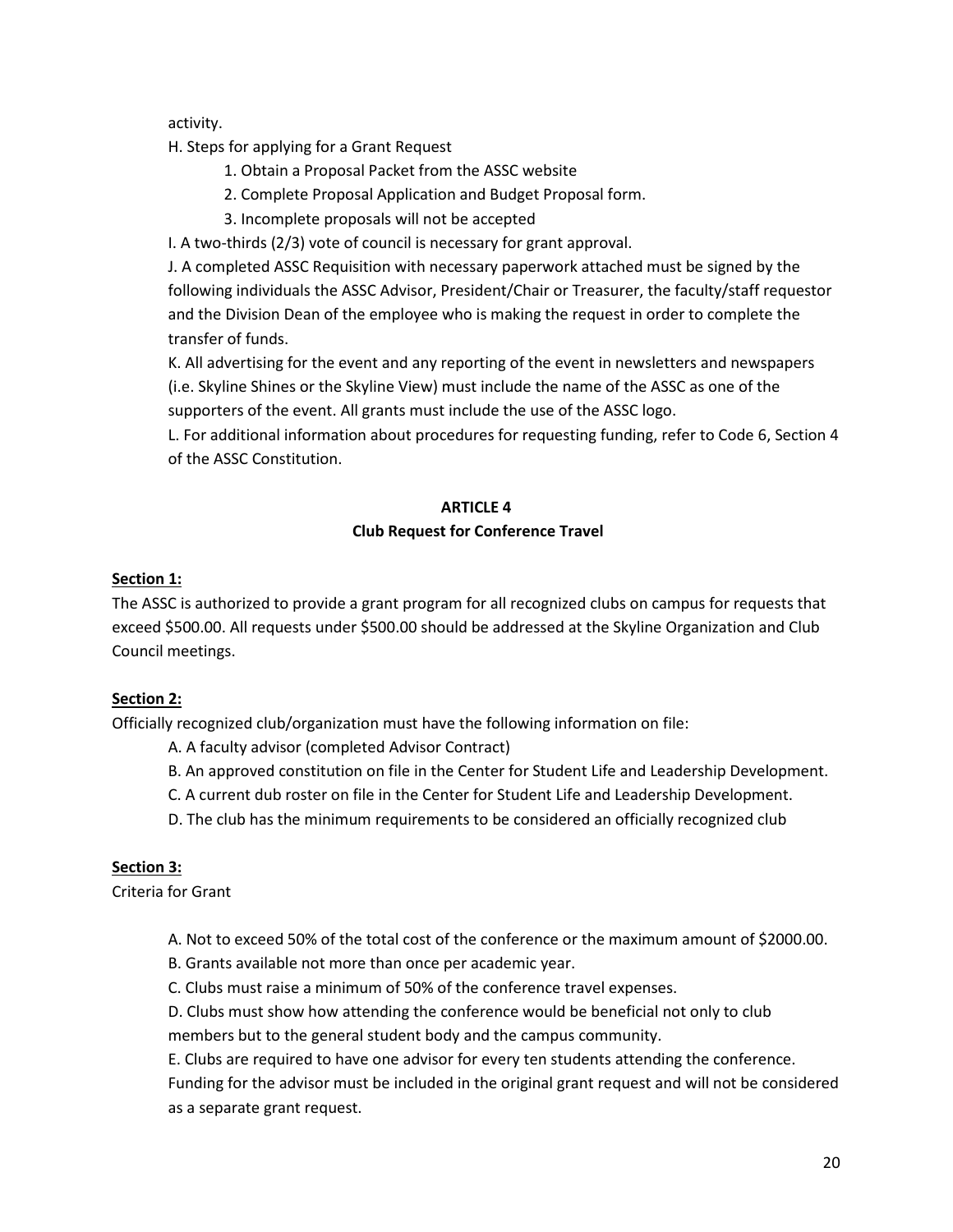activity.

H. Steps for applying for a Grant Request

1. Obtain a Proposal Packet from the ASSC website
2. Complete Proposal Application and Budget Proposal form.
3. Incomplete proposals will not be accepted

I. A two-thirds (2/3) vote of council is necessary for grant approval.

J. A completed ASSC Requisition with necessary paperwork attached must be signed by the following individuals the ASSC Advisor, President/Chair or Treasurer, the faculty/staff requestor and the Division Dean of the employee who is making the request in order to complete the transfer of funds.

K. All advertising for the event and any reporting of the event in newsletters and newspapers (i.e. Skyline Shines or the Skyline View) must include the name of the ASSC as one of the supporters of the event. All grants must include the use of the ASSC logo.

L. For additional information about procedures for requesting funding, refer to Code 6, Section 4 of the ASSC Constitution.

## ARTICLE 4
## Club Request for Conference Travel

**Section 1:**

The ASSC is authorized to provide a grant program for all recognized clubs on campus for requests that exceed $500.00. All requests under $500.00 should be addressed at the Skyline Organization and Club Council meetings.

**Section 2:**

Officially recognized club/organization must have the following information on file:

A. A faculty advisor (completed Advisor Contract)

B. An approved constitution on file in the Center for Student Life and Leadership Development.

C. A current dub roster on file in the Center for Student Life and Leadership Development.

D. The club has the minimum requirements to be considered an officially recognized club

**Section 3:**

Criteria for Grant

A. Not to exceed 50% of the total cost of the conference or the maximum amount of $2000.00.

B. Grants available not more than once per academic year.

C. Clubs must raise a minimum of 50% of the conference travel expenses.

D. Clubs must show how attending the conference would be beneficial not only to club members but to the general student body and the campus community.

E. Clubs are required to have one advisor for every ten students attending the conference. Funding for the advisor must be included in the original grant request and will not be considered as a separate grant request.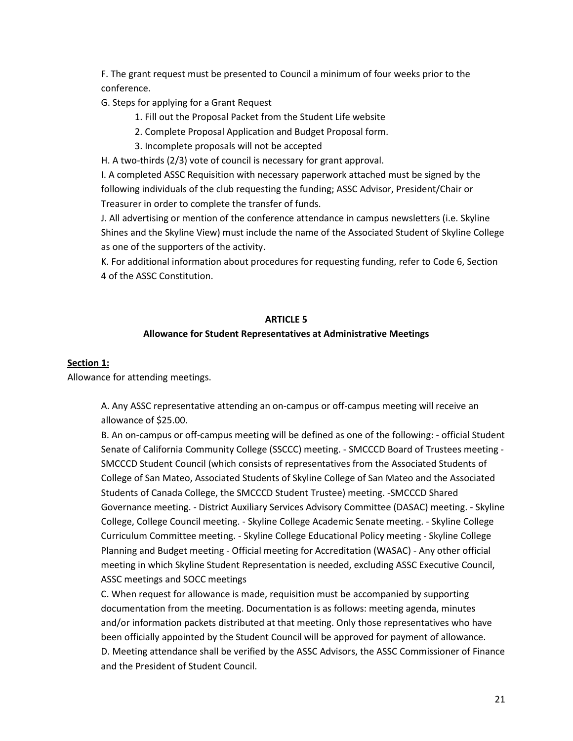F. The grant request must be presented to Council a minimum of four weeks prior to the conference.

G. Steps for applying for a Grant Request

1. Fill out the Proposal Packet from the Student Life website
2. Complete Proposal Application and Budget Proposal form.
3. Incomplete proposals will not be accepted

H. A two-thirds (2/3) vote of council is necessary for grant approval.

I. A completed ASSC Requisition with necessary paperwork attached must be signed by the following individuals of the club requesting the funding; ASSC Advisor, President/Chair or Treasurer in order to complete the transfer of funds.

J. All advertising or mention of the conference attendance in campus newsletters (i.e. Skyline Shines and the Skyline View) must include the name of the Associated Student of Skyline College as one of the supporters of the activity.

K. For additional information about procedures for requesting funding, refer to Code 6, Section 4 of the ASSC Constitution.

## ARTICLE 5

### Allowance for Student Representatives at Administrative Meetings

**Section 1:**

Allowance for attending meetings.

A. Any ASSC representative attending an on-campus or off-campus meeting will receive an allowance of $25.00.

B. An on-campus or off-campus meeting will be defined as one of the following: - official Student Senate of California Community College (SSCCC) meeting. - SMCCCD Board of Trustees meeting - SMCCCD Student Council (which consists of representatives from the Associated Students of College of San Mateo, Associated Students of Skyline College of San Mateo and the Associated Students of Canada College, the SMCCCD Student Trustee) meeting. -SMCCCD Shared Governance meeting. - District Auxiliary Services Advisory Committee (DASAC) meeting. - Skyline College, College Council meeting. - Skyline College Academic Senate meeting. - Skyline College Curriculum Committee meeting. - Skyline College Educational Policy meeting - Skyline College Planning and Budget meeting - Official meeting for Accreditation (WASAC) - Any other official meeting in which Skyline Student Representation is needed, excluding ASSC Executive Council, ASSC meetings and SOCC meetings

C. When request for allowance is made, requisition must be accompanied by supporting documentation from the meeting. Documentation is as follows: meeting agenda, minutes and/or information packets distributed at that meeting. Only those representatives who have been officially appointed by the Student Council will be approved for payment of allowance.

D. Meeting attendance shall be verified by the ASSC Advisors, the ASSC Commissioner of Finance and the President of Student Council.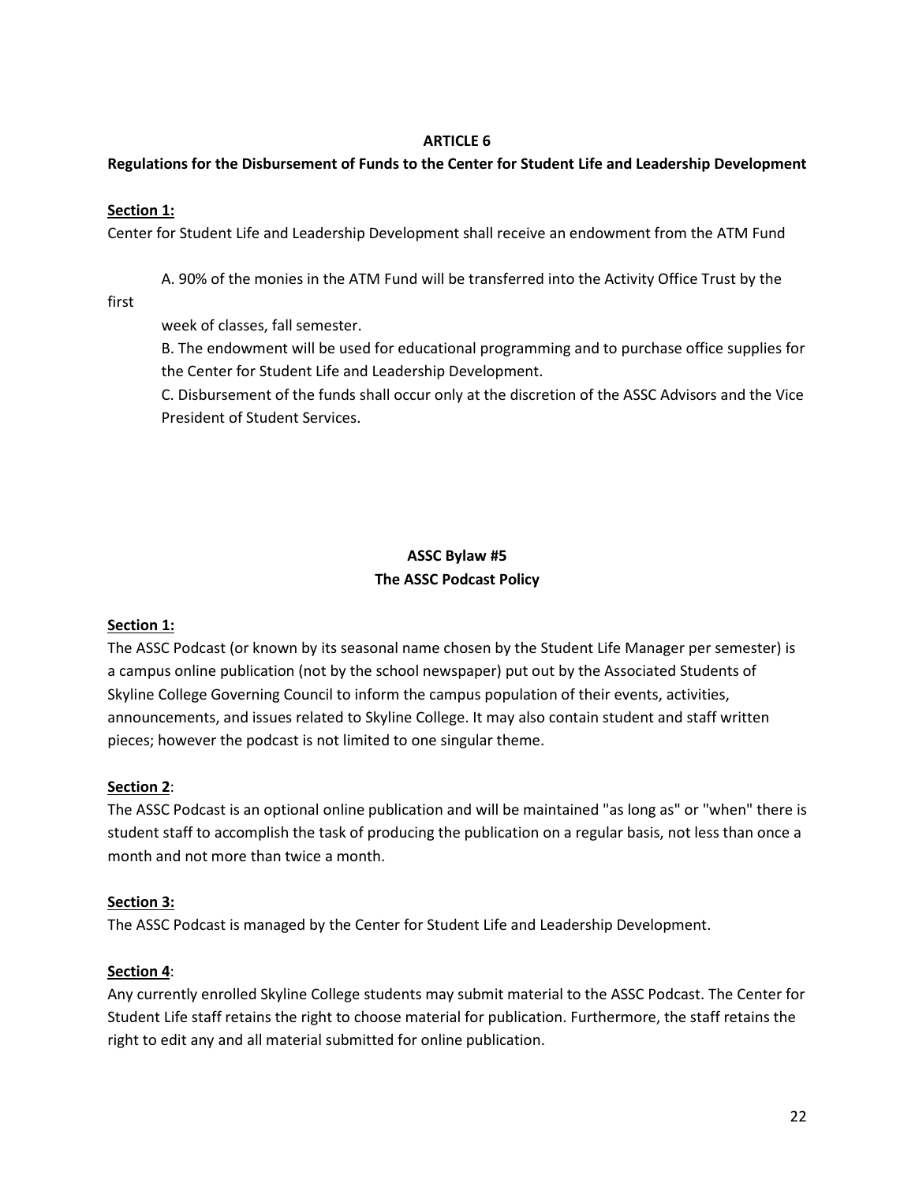## ARTICLE 6

### Regulations for the Disbursement of Funds to the Center for Student Life and Leadership Development

**Section 1:**

Center for Student Life and Leadership Development shall receive an endowment from the ATM Fund

A. 90% of the monies in the ATM Fund will be transferred into the Activity Office Trust by the first week of classes, fall semester.

B. The endowment will be used for educational programming and to purchase office supplies for the Center for Student Life and Leadership Development.

C. Disbursement of the funds shall occur only at the discretion of the ASSC Advisors and the Vice President of Student Services.

## ASSC Bylaw #5

### The ASSC Podcast Policy

**Section 1:**

The ASSC Podcast (or known by its seasonal name chosen by the Student Life Manager per semester) is a campus online publication (not by the school newspaper) put out by the Associated Students of Skyline College Governing Council to inform the campus population of their events, activities, announcements, and issues related to Skyline College. It may also contain student and staff written pieces; however the podcast is not limited to one singular theme.

**Section 2**:

The ASSC Podcast is an optional online publication and will be maintained "as long as" or "when" there is student staff to accomplish the task of producing the publication on a regular basis, not less than once a month and not more than twice a month.

**Section 3:**

The ASSC Podcast is managed by the Center for Student Life and Leadership Development.

**Section 4**:

Any currently enrolled Skyline College students may submit material to the ASSC Podcast. The Center for Student Life staff retains the right to choose material for publication. Furthermore, the staff retains the right to edit any and all material submitted for online publication.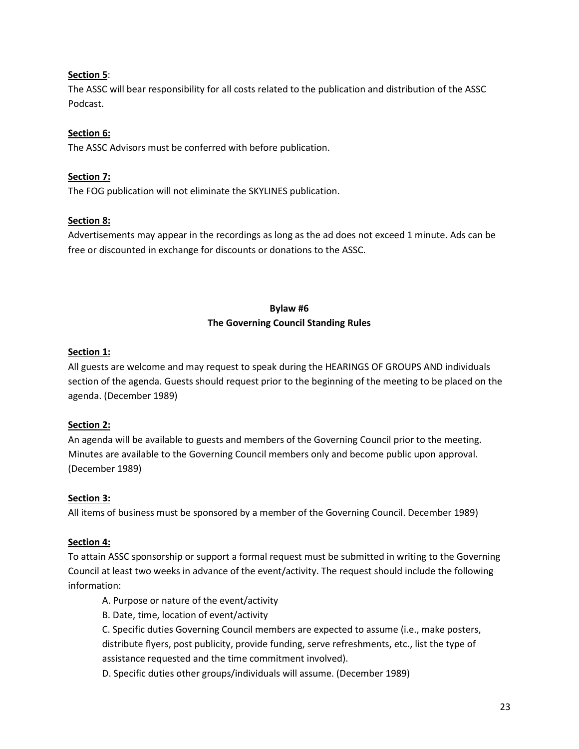**Section 5**:
The ASSC will bear responsibility for all costs related to the publication and distribution of the ASSC Podcast.

**Section 6:**
The ASSC Advisors must be conferred with before publication.

**Section 7:**
The FOG publication will not eliminate the SKYLINES publication.

**Section 8:**
Advertisements may appear in the recordings as long as the ad does not exceed 1 minute. Ads can be free or discounted in exchange for discounts or donations to the ASSC.

## Bylaw #6
## The Governing Council Standing Rules

**Section 1:**
All guests are welcome and may request to speak during the HEARINGS OF GROUPS AND individuals section of the agenda. Guests should request prior to the beginning of the meeting to be placed on the agenda. (December 1989)

**Section 2:**
An agenda will be available to guests and members of the Governing Council prior to the meeting. Minutes are available to the Governing Council members only and become public upon approval. (December 1989)

**Section 3:**
All items of business must be sponsored by a member of the Governing Council. December 1989)

**Section 4:**
To attain ASSC sponsorship or support a formal request must be submitted in writing to the Governing Council at least two weeks in advance of the event/activity. The request should include the following information:

A. Purpose or nature of the event/activity

B. Date, time, location of event/activity

C. Specific duties Governing Council members are expected to assume (i.e., make posters, distribute flyers, post publicity, provide funding, serve refreshments, etc., list the type of assistance requested and the time commitment involved).

D. Specific duties other groups/individuals will assume. (December 1989)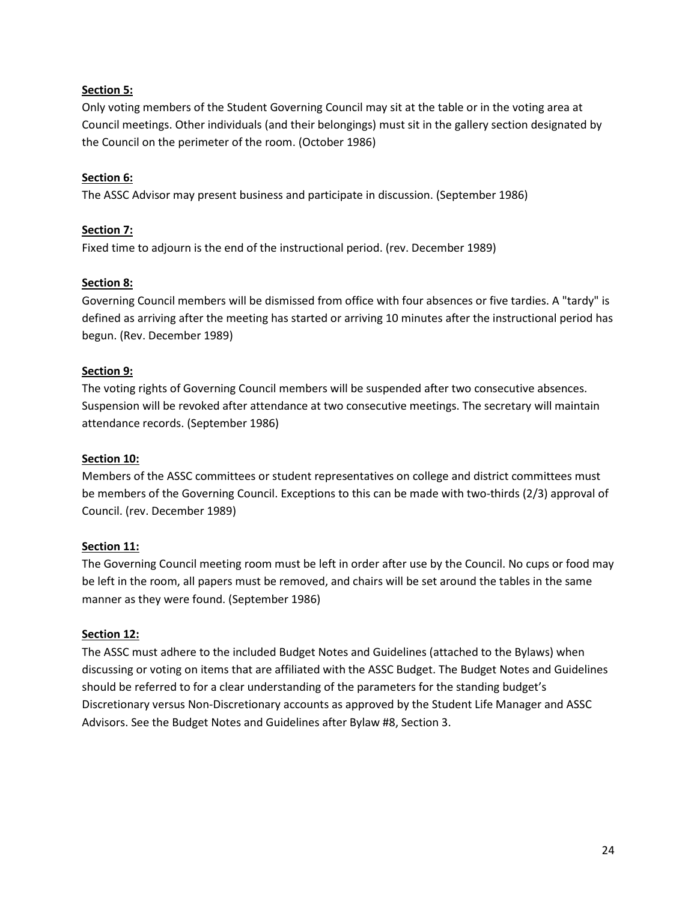**Section 5:**

Only voting members of the Student Governing Council may sit at the table or in the voting area at Council meetings. Other individuals (and their belongings) must sit in the gallery section designated by the Council on the perimeter of the room. (October 1986)

**Section 6:**

The ASSC Advisor may present business and participate in discussion. (September 1986)

**Section 7:**

Fixed time to adjourn is the end of the instructional period. (rev. December 1989)

**Section 8:**

Governing Council members will be dismissed from office with four absences or five tardies. A "tardy" is defined as arriving after the meeting has started or arriving 10 minutes after the instructional period has begun. (Rev. December 1989)

**Section 9:**

The voting rights of Governing Council members will be suspended after two consecutive absences. Suspension will be revoked after attendance at two consecutive meetings. The secretary will maintain attendance records. (September 1986)

**Section 10:**

Members of the ASSC committees or student representatives on college and district committees must be members of the Governing Council. Exceptions to this can be made with two-thirds (2/3) approval of Council. (rev. December 1989)

**Section 11:**

The Governing Council meeting room must be left in order after use by the Council. No cups or food may be left in the room, all papers must be removed, and chairs will be set around the tables in the same manner as they were found. (September 1986)

**Section 12:**

The ASSC must adhere to the included Budget Notes and Guidelines (attached to the Bylaws) when discussing or voting on items that are affiliated with the ASSC Budget. The Budget Notes and Guidelines should be referred to for a clear understanding of the parameters for the standing budget's Discretionary versus Non-Discretionary accounts as approved by the Student Life Manager and ASSC Advisors. See the Budget Notes and Guidelines after Bylaw #8, Section 3.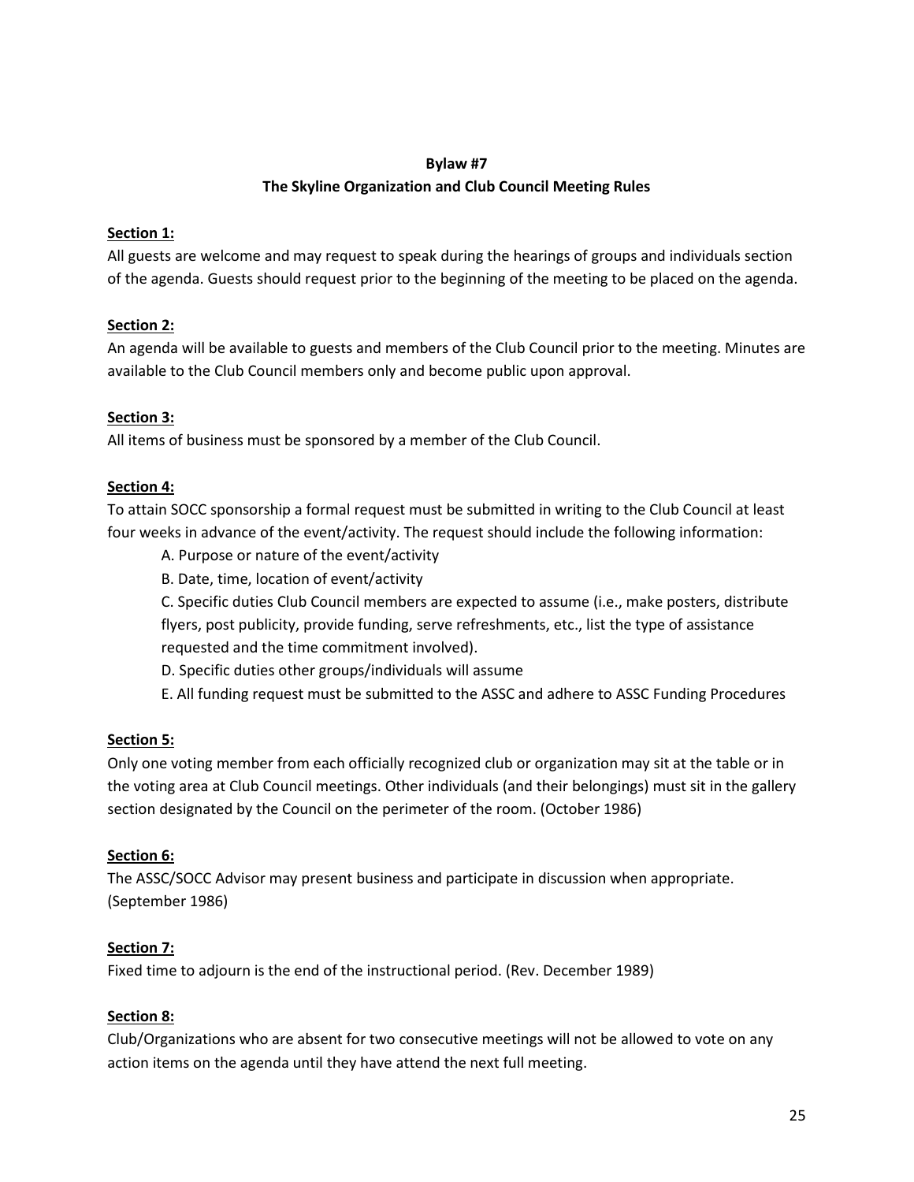## Bylaw #7
## The Skyline Organization and Club Council Meeting Rules

**Section 1:**

All guests are welcome and may request to speak during the hearings of groups and individuals section of the agenda. Guests should request prior to the beginning of the meeting to be placed on the agenda.

**Section 2:**

An agenda will be available to guests and members of the Club Council prior to the meeting. Minutes are available to the Club Council members only and become public upon approval.

**Section 3:**

All items of business must be sponsored by a member of the Club Council.

**Section 4:**

To attain SOCC sponsorship a formal request must be submitted in writing to the Club Council at least four weeks in advance of the event/activity. The request should include the following information:

A. Purpose or nature of the event/activity

B. Date, time, location of event/activity

C. Specific duties Club Council members are expected to assume (i.e., make posters, distribute flyers, post publicity, provide funding, serve refreshments, etc., list the type of assistance requested and the time commitment involved).

D. Specific duties other groups/individuals will assume

E. All funding request must be submitted to the ASSC and adhere to ASSC Funding Procedures

**Section 5:**

Only one voting member from each officially recognized club or organization may sit at the table or in the voting area at Club Council meetings. Other individuals (and their belongings) must sit in the gallery section designated by the Council on the perimeter of the room. (October 1986)

**Section 6:**

The ASSC/SOCC Advisor may present business and participate in discussion when appropriate. (September 1986)

**Section 7:**

Fixed time to adjourn is the end of the instructional period. (Rev. December 1989)

**Section 8:**

Club/Organizations who are absent for two consecutive meetings will not be allowed to vote on any action items on the agenda until they have attend the next full meeting.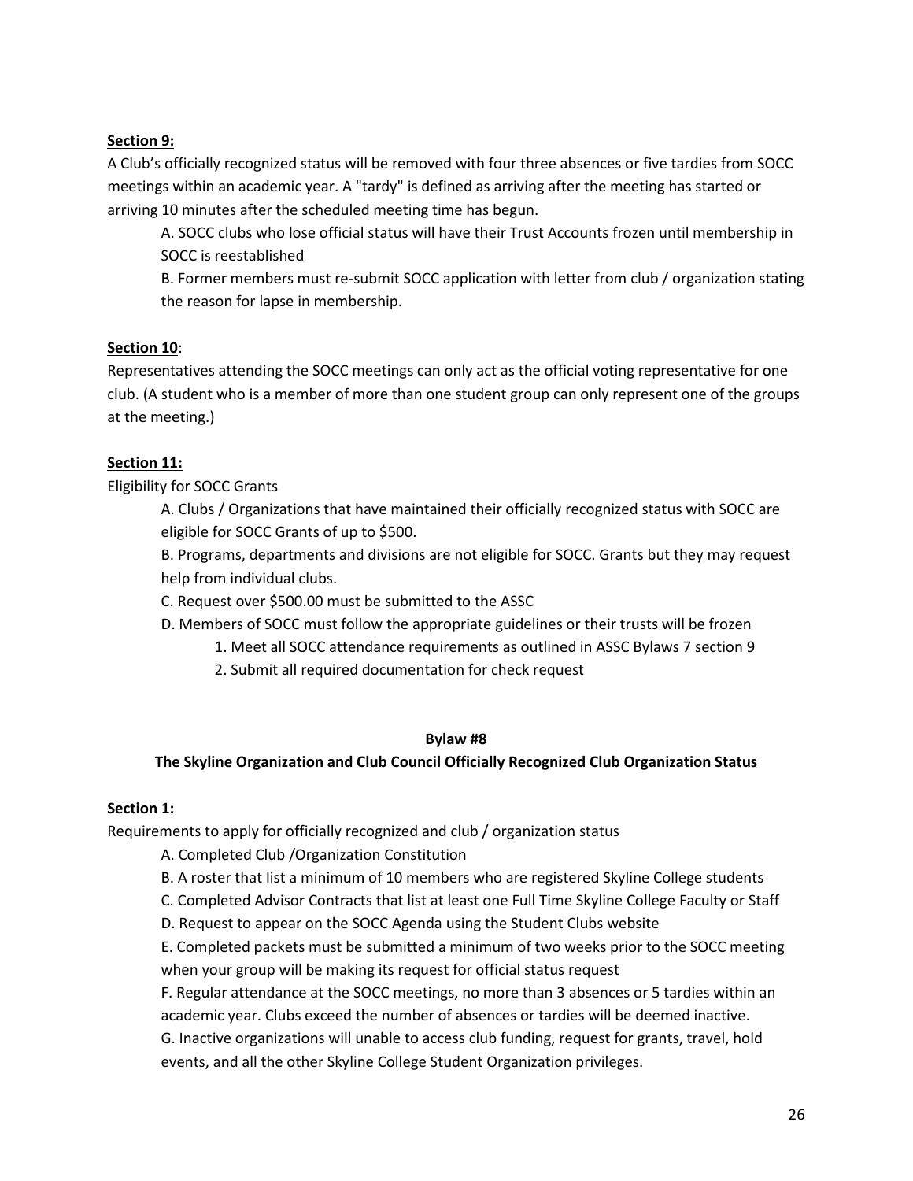**Section 9:**

A Club's officially recognized status will be removed with four three absences or five tardies from SOCC meetings within an academic year. A "tardy" is defined as arriving after the meeting has started or arriving 10 minutes after the scheduled meeting time has begun.

A. SOCC clubs who lose official status will have their Trust Accounts frozen until membership in SOCC is reestablished

B. Former members must re-submit SOCC application with letter from club / organization stating the reason for lapse in membership.

**Section 10**:

Representatives attending the SOCC meetings can only act as the official voting representative for one club. (A student who is a member of more than one student group can only represent one of the groups at the meeting.)

**Section 11:**

Eligibility for SOCC Grants

A. Clubs / Organizations that have maintained their officially recognized status with SOCC are eligible for SOCC Grants of up to $500.

B. Programs, departments and divisions are not eligible for SOCC. Grants but they may request help from individual clubs.

C. Request over $500.00 must be submitted to the ASSC

D. Members of SOCC must follow the appropriate guidelines or their trusts will be frozen

1. Meet all SOCC attendance requirements as outlined in ASSC Bylaws 7 section 9
2. Submit all required documentation for check request

**Bylaw #8**

**The Skyline Organization and Club Council Officially Recognized Club Organization Status**

**Section 1:**

Requirements to apply for officially recognized and club / organization status

A. Completed Club /Organization Constitution

B. A roster that list a minimum of 10 members who are registered Skyline College students

C. Completed Advisor Contracts that list at least one Full Time Skyline College Faculty or Staff

D. Request to appear on the SOCC Agenda using the Student Clubs website

E. Completed packets must be submitted a minimum of two weeks prior to the SOCC meeting when your group will be making its request for official status request

F. Regular attendance at the SOCC meetings, no more than 3 absences or 5 tardies within an academic year. Clubs exceed the number of absences or tardies will be deemed inactive.

G. Inactive organizations will unable to access club funding, request for grants, travel, hold events, and all the other Skyline College Student Organization privileges.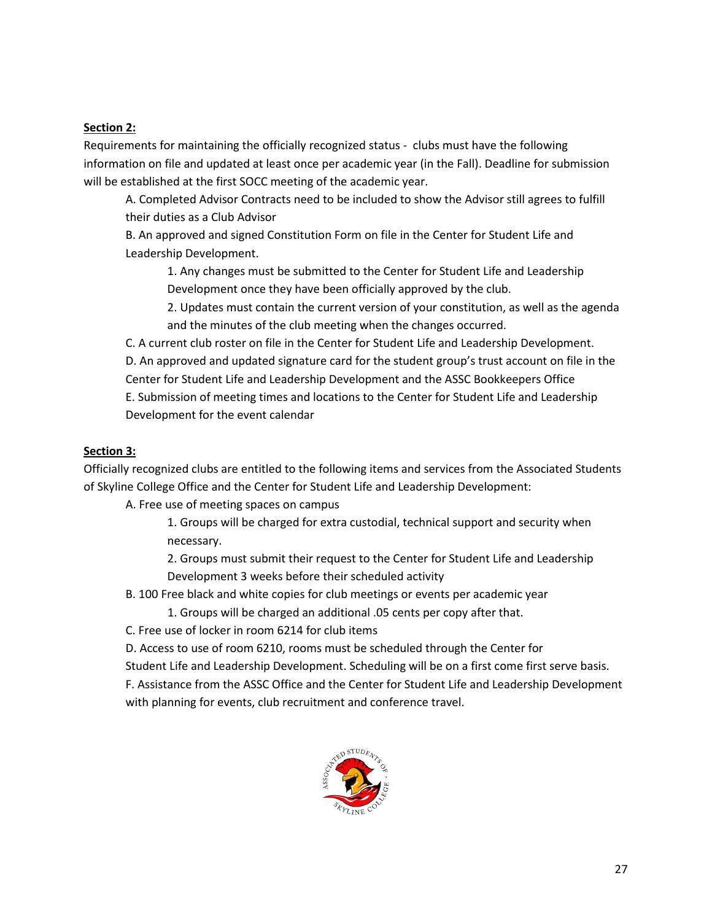**Section 2:**

Requirements for maintaining the officially recognized status - clubs must have the following information on file and updated at least once per academic year (in the Fall). Deadline for submission will be established at the first SOCC meeting of the academic year.

A. Completed Advisor Contracts need to be included to show the Advisor still agrees to fulfill their duties as a Club Advisor

B. An approved and signed Constitution Form on file in the Center for Student Life and Leadership Development.

1. Any changes must be submitted to the Center for Student Life and Leadership Development once they have been officially approved by the club.
2. Updates must contain the current version of your constitution, as well as the agenda and the minutes of the club meeting when the changes occurred.

C. A current club roster on file in the Center for Student Life and Leadership Development.

D. An approved and updated signature card for the student group's trust account on file in the Center for Student Life and Leadership Development and the ASSC Bookkeepers Office

E. Submission of meeting times and locations to the Center for Student Life and Leadership Development for the event calendar

**Section 3:**

Officially recognized clubs are entitled to the following items and services from the Associated Students of Skyline College Office and the Center for Student Life and Leadership Development:

A. Free use of meeting spaces on campus

1. Groups will be charged for extra custodial, technical support and security when necessary.
2. Groups must submit their request to the Center for Student Life and Leadership Development 3 weeks before their scheduled activity

B. 100 Free black and white copies for club meetings or events per academic year

1. Groups will be charged an additional .05 cents per copy after that.

C. Free use of locker in room 6214 for club items

D. Access to use of room 6210, rooms must be scheduled through the Center for Student Life and Leadership Development. Scheduling will be on a first come first serve basis.

F. Assistance from the ASSC Office and the Center for Student Life and Leadership Development with planning for events, club recruitment and conference travel.